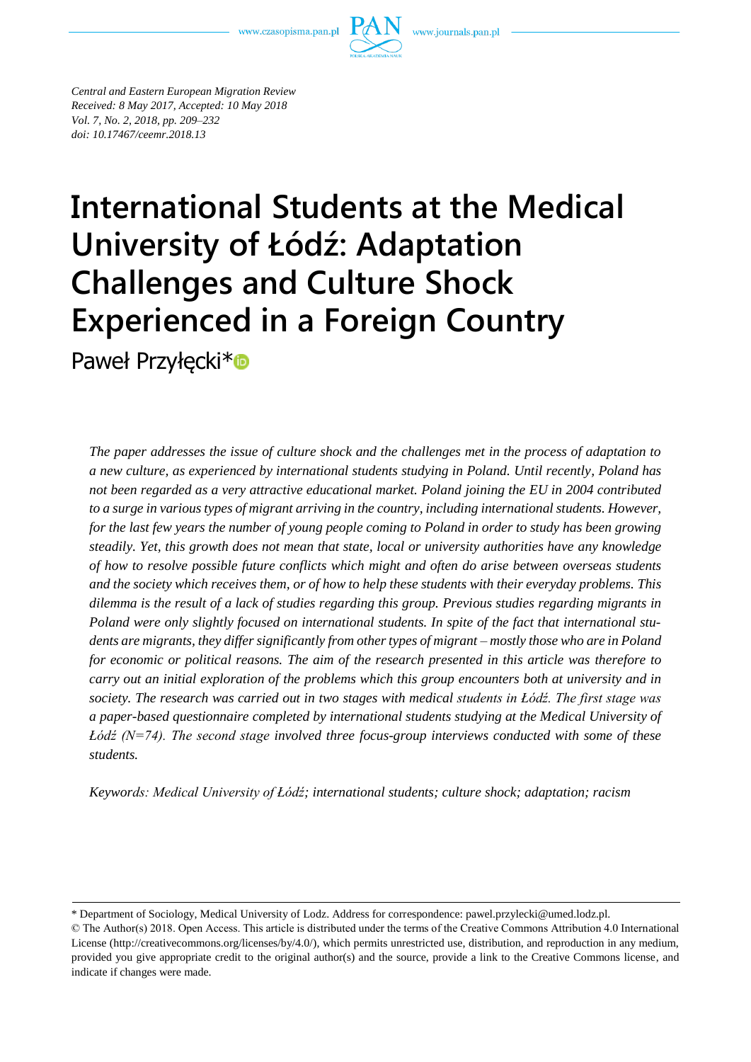*Central and Eastern European Migration Review*
*Received: 8 May 2017, Accepted: 10 May 2018*
*Vol. 7, No. 2, 2018, pp. 209–232*
*doi: 10.17467/ceemr.2018.13*

# International Students at the Medical University of Łódź: Adaptation Challenges and Culture Shock Experienced in a Foreign Country

Paweł Przyłęcki*

*The paper addresses the issue of culture shock and the challenges met in the process of adaptation to a new culture, as experienced by international students studying in Poland. Until recently, Poland has not been regarded as a very attractive educational market. Poland joining the EU in 2004 contributed to a surge in various types of migrant arriving in the country, including international students. However, for the last few years the number of young people coming to Poland in order to study has been growing steadily. Yet, this growth does not mean that state, local or university authorities have any knowledge of how to resolve possible future conflicts which might and often do arise between overseas students and the society which receives them, or of how to help these students with their everyday problems. This dilemma is the result of a lack of studies regarding this group. Previous studies regarding migrants in Poland were only slightly focused on international students. In spite of the fact that international students are migrants, they differ significantly from other types of migrant – mostly those who are in Poland for economic or political reasons. The aim of the research presented in this article was therefore to carry out an initial exploration of the problems which this group encounters both at university and in society. The research was carried out in two stages with medical students in Łódź. The first stage was a paper-based questionnaire completed by international students studying at the Medical University of Łódź (N=74). The second stage involved three focus-group interviews conducted with some of these students.*

*Keywords: Medical University of Łódź; international students; culture shock; adaptation; racism*

---

* Department of Sociology, Medical University of Lodz. Address for correspondence: pawel.przylecki@umed.lodz.pl.

© The Author(s) 2018. Open Access. This article is distributed under the terms of the Creative Commons Attribution 4.0 International License (http://creativecommons.org/licenses/by/4.0/), which permits unrestricted use, distribution, and reproduction in any medium, provided you give appropriate credit to the original author(s) and the source, provide a link to the Creative Commons license, and indicate if changes were made.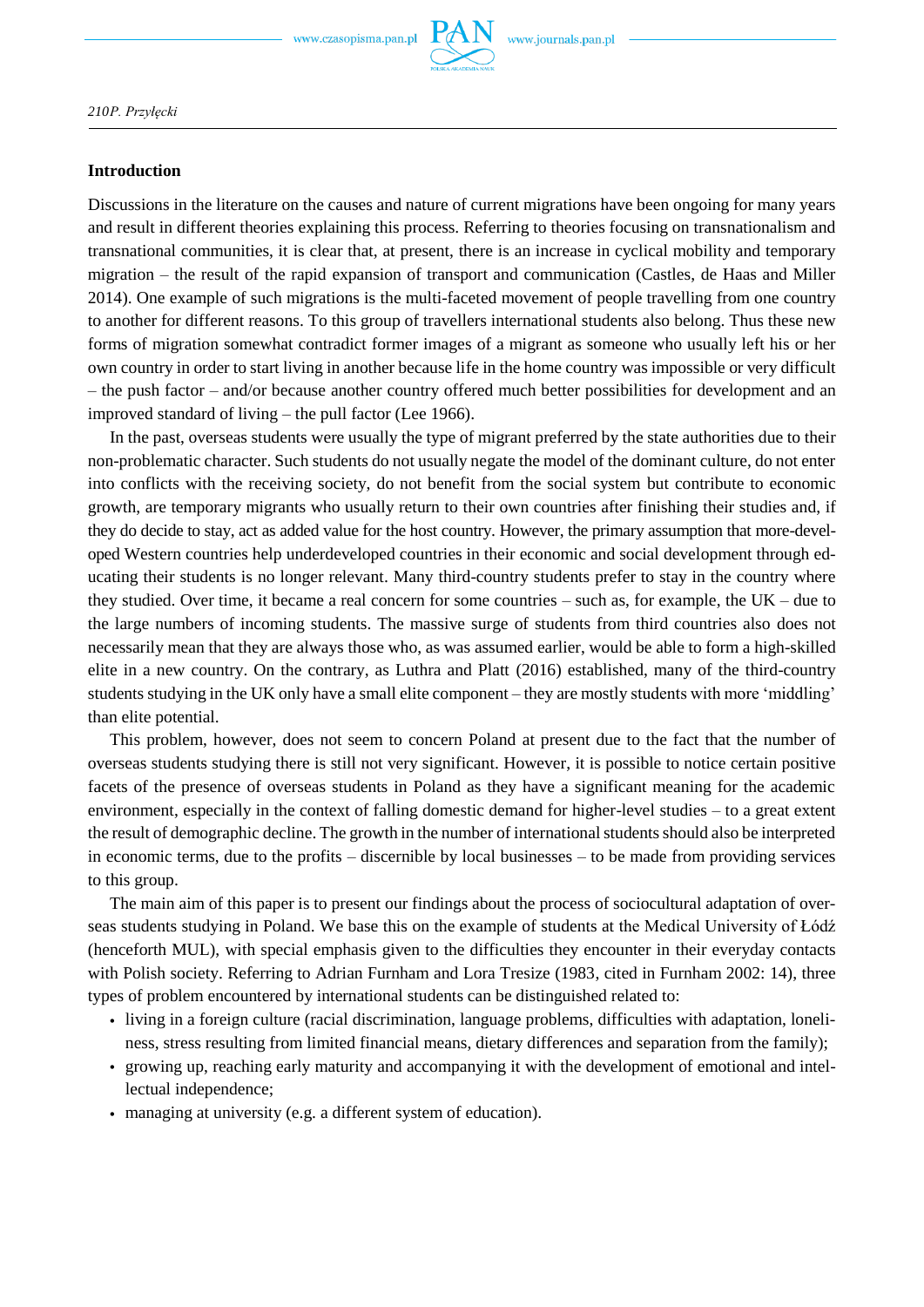## Introduction

Discussions in the literature on the causes and nature of current migrations have been ongoing for many years and result in different theories explaining this process. Referring to theories focusing on transnationalism and transnational communities, it is clear that, at present, there is an increase in cyclical mobility and temporary migration – the result of the rapid expansion of transport and communication (Castles, de Haas and Miller 2014). One example of such migrations is the multi-faceted movement of people travelling from one country to another for different reasons. To this group of travellers international students also belong. Thus these new forms of migration somewhat contradict former images of a migrant as someone who usually left his or her own country in order to start living in another because life in the home country was impossible or very difficult – the push factor – and/or because another country offered much better possibilities for development and an improved standard of living – the pull factor (Lee 1966).

In the past, overseas students were usually the type of migrant preferred by the state authorities due to their non-problematic character. Such students do not usually negate the model of the dominant culture, do not enter into conflicts with the receiving society, do not benefit from the social system but contribute to economic growth, are temporary migrants who usually return to their own countries after finishing their studies and, if they do decide to stay, act as added value for the host country. However, the primary assumption that more-developed Western countries help underdeveloped countries in their economic and social development through educating their students is no longer relevant. Many third-country students prefer to stay in the country where they studied. Over time, it became a real concern for some countries – such as, for example, the UK – due to the large numbers of incoming students. The massive surge of students from third countries also does not necessarily mean that they are always those who, as was assumed earlier, would be able to form a high-skilled elite in a new country. On the contrary, as Luthra and Platt (2016) established, many of the third-country students studying in the UK only have a small elite component – they are mostly students with more 'middling' than elite potential.

This problem, however, does not seem to concern Poland at present due to the fact that the number of overseas students studying there is still not very significant. However, it is possible to notice certain positive facets of the presence of overseas students in Poland as they have a significant meaning for the academic environment, especially in the context of falling domestic demand for higher-level studies – to a great extent the result of demographic decline. The growth in the number of international students should also be interpreted in economic terms, due to the profits – discernible by local businesses – to be made from providing services to this group.

The main aim of this paper is to present our findings about the process of sociocultural adaptation of overseas students studying in Poland. We base this on the example of students at the Medical University of Łódź (henceforth MUL), with special emphasis given to the difficulties they encounter in their everyday contacts with Polish society. Referring to Adrian Furnham and Lora Tresize (1983, cited in Furnham 2002: 14), three types of problem encountered by international students can be distinguished related to:

- living in a foreign culture (racial discrimination, language problems, difficulties with adaptation, loneliness, stress resulting from limited financial means, dietary differences and separation from the family);
- growing up, reaching early maturity and accompanying it with the development of emotional and intellectual independence;
- managing at university (e.g. a different system of education).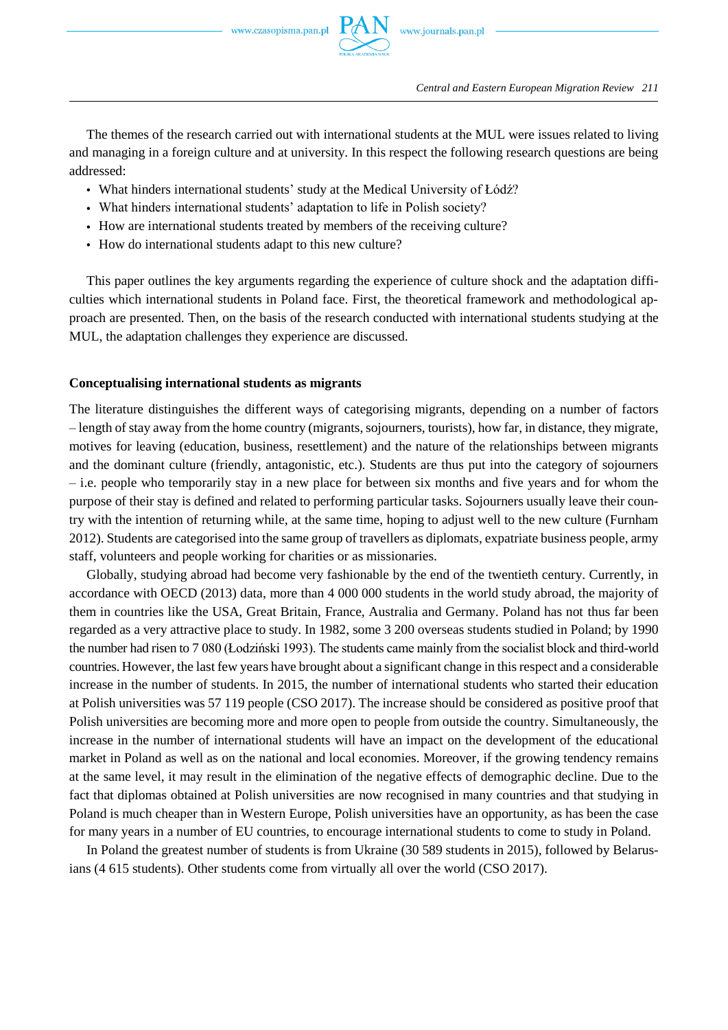The themes of the research carried out with international students at the MUL were issues related to living and managing in a foreign culture and at university. In this respect the following research questions are being addressed:

- What hinders international students' study at the Medical University of Łódź?
- What hinders international students' adaptation to life in Polish society?
- How are international students treated by members of the receiving culture?
- How do international students adapt to this new culture?

This paper outlines the key arguments regarding the experience of culture shock and the adaptation difficulties which international students in Poland face. First, the theoretical framework and methodological approach are presented. Then, on the basis of the research conducted with international students studying at the MUL, the adaptation challenges they experience are discussed.

## Conceptualising international students as migrants

The literature distinguishes the different ways of categorising migrants, depending on a number of factors – length of stay away from the home country (migrants, sojourners, tourists), how far, in distance, they migrate, motives for leaving (education, business, resettlement) and the nature of the relationships between migrants and the dominant culture (friendly, antagonistic, etc.). Students are thus put into the category of sojourners – i.e. people who temporarily stay in a new place for between six months and five years and for whom the purpose of their stay is defined and related to performing particular tasks. Sojourners usually leave their country with the intention of returning while, at the same time, hoping to adjust well to the new culture (Furnham 2012). Students are categorised into the same group of travellers as diplomats, expatriate business people, army staff, volunteers and people working for charities or as missionaries.

Globally, studying abroad had become very fashionable by the end of the twentieth century. Currently, in accordance with OECD (2013) data, more than 4 000 000 students in the world study abroad, the majority of them in countries like the USA, Great Britain, France, Australia and Germany. Poland has not thus far been regarded as a very attractive place to study. In 1982, some 3 200 overseas students studied in Poland; by 1990 the number had risen to 7 080 (Łodziński 1993). The students came mainly from the socialist block and third-world countries. However, the last few years have brought about a significant change in this respect and a considerable increase in the number of students. In 2015, the number of international students who started their education at Polish universities was 57 119 people (CSO 2017). The increase should be considered as positive proof that Polish universities are becoming more and more open to people from outside the country. Simultaneously, the increase in the number of international students will have an impact on the development of the educational market in Poland as well as on the national and local economies. Moreover, if the growing tendency remains at the same level, it may result in the elimination of the negative effects of demographic decline. Due to the fact that diplomas obtained at Polish universities are now recognised in many countries and that studying in Poland is much cheaper than in Western Europe, Polish universities have an opportunity, as has been the case for many years in a number of EU countries, to encourage international students to come to study in Poland.

In Poland the greatest number of students is from Ukraine (30 589 students in 2015), followed by Belarusians (4 615 students). Other students come from virtually all over the world (CSO 2017).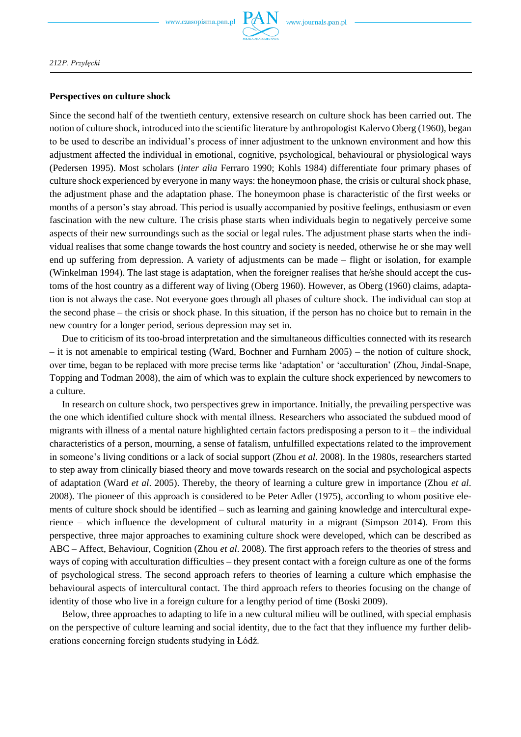**Perspectives on culture shock**

Since the second half of the twentieth century, extensive research on culture shock has been carried out. The notion of culture shock, introduced into the scientific literature by anthropologist Kalervo Oberg (1960), began to be used to describe an individual's process of inner adjustment to the unknown environment and how this adjustment affected the individual in emotional, cognitive, psychological, behavioural or physiological ways (Pedersen 1995). Most scholars (*inter alia* Ferraro 1990; Kohls 1984) differentiate four primary phases of culture shock experienced by everyone in many ways: the honeymoon phase, the crisis or cultural shock phase, the adjustment phase and the adaptation phase. The honeymoon phase is characteristic of the first weeks or months of a person's stay abroad. This period is usually accompanied by positive feelings, enthusiasm or even fascination with the new culture. The crisis phase starts when individuals begin to negatively perceive some aspects of their new surroundings such as the social or legal rules. The adjustment phase starts when the individual realises that some change towards the host country and society is needed, otherwise he or she may well end up suffering from depression. A variety of adjustments can be made – flight or isolation, for example (Winkelman 1994). The last stage is adaptation, when the foreigner realises that he/she should accept the customs of the host country as a different way of living (Oberg 1960). However, as Oberg (1960) claims, adaptation is not always the case. Not everyone goes through all phases of culture shock. The individual can stop at the second phase – the crisis or shock phase. In this situation, if the person has no choice but to remain in the new country for a longer period, serious depression may set in.

Due to criticism of its too-broad interpretation and the simultaneous difficulties connected with its research – it is not amenable to empirical testing (Ward, Bochner and Furnham 2005) – the notion of culture shock, over time, began to be replaced with more precise terms like 'adaptation' or 'acculturation' (Zhou, Jindal-Snape, Topping and Todman 2008), the aim of which was to explain the culture shock experienced by newcomers to a culture.

In research on culture shock, two perspectives grew in importance. Initially, the prevailing perspective was the one which identified culture shock with mental illness. Researchers who associated the subdued mood of migrants with illness of a mental nature highlighted certain factors predisposing a person to it – the individual characteristics of a person, mourning, a sense of fatalism, unfulfilled expectations related to the improvement in someone's living conditions or a lack of social support (Zhou *et al*. 2008). In the 1980s, researchers started to step away from clinically biased theory and move towards research on the social and psychological aspects of adaptation (Ward *et al*. 2005). Thereby, the theory of learning a culture grew in importance (Zhou *et al*. 2008). The pioneer of this approach is considered to be Peter Adler (1975), according to whom positive elements of culture shock should be identified – such as learning and gaining knowledge and intercultural experience – which influence the development of cultural maturity in a migrant (Simpson 2014). From this perspective, three major approaches to examining culture shock were developed, which can be described as ABC – Affect, Behaviour, Cognition (Zhou *et al*. 2008). The first approach refers to the theories of stress and ways of coping with acculturation difficulties – they present contact with a foreign culture as one of the forms of psychological stress. The second approach refers to theories of learning a culture which emphasise the behavioural aspects of intercultural contact. The third approach refers to theories focusing on the change of identity of those who live in a foreign culture for a lengthy period of time (Boski 2009).

Below, three approaches to adapting to life in a new cultural milieu will be outlined, with special emphasis on the perspective of culture learning and social identity, due to the fact that they influence my further deliberations concerning foreign students studying in Łódź.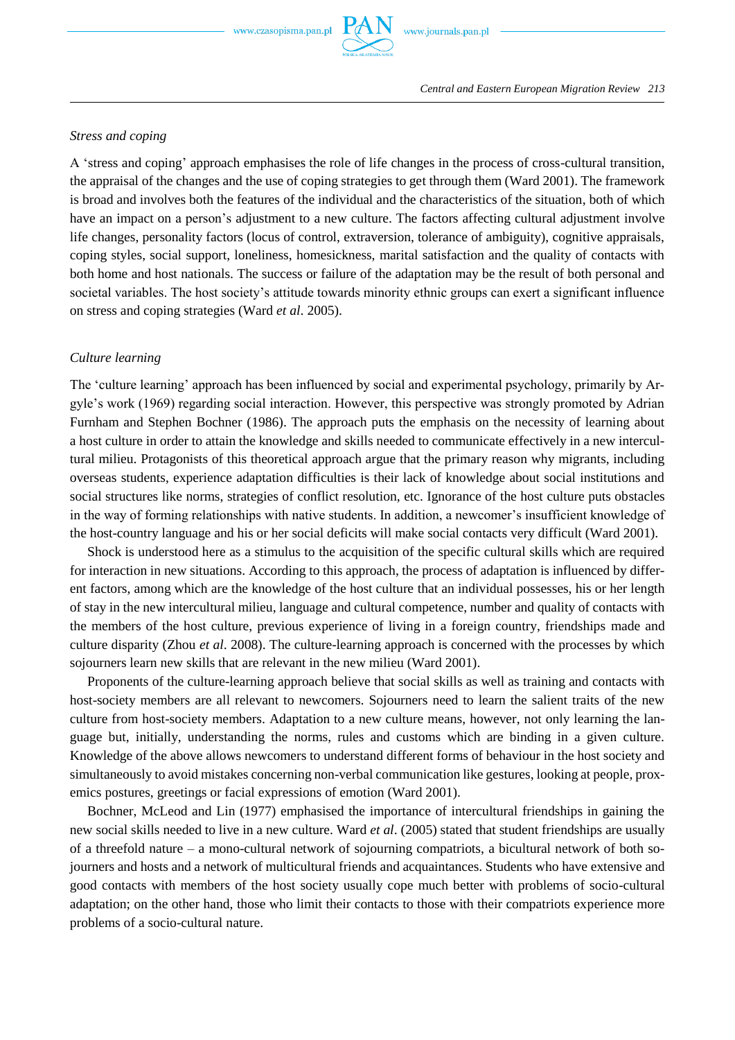### *Stress and coping*

A 'stress and coping' approach emphasises the role of life changes in the process of cross-cultural transition, the appraisal of the changes and the use of coping strategies to get through them (Ward 2001). The framework is broad and involves both the features of the individual and the characteristics of the situation, both of which have an impact on a person's adjustment to a new culture. The factors affecting cultural adjustment involve life changes, personality factors (locus of control, extraversion, tolerance of ambiguity), cognitive appraisals, coping styles, social support, loneliness, homesickness, marital satisfaction and the quality of contacts with both home and host nationals. The success or failure of the adaptation may be the result of both personal and societal variables. The host society's attitude towards minority ethnic groups can exert a significant influence on stress and coping strategies (Ward *et al*. 2005).

### *Culture learning*

The 'culture learning' approach has been influenced by social and experimental psychology, primarily by Argyle's work (1969) regarding social interaction. However, this perspective was strongly promoted by Adrian Furnham and Stephen Bochner (1986). The approach puts the emphasis on the necessity of learning about a host culture in order to attain the knowledge and skills needed to communicate effectively in a new intercultural milieu. Protagonists of this theoretical approach argue that the primary reason why migrants, including overseas students, experience adaptation difficulties is their lack of knowledge about social institutions and social structures like norms, strategies of conflict resolution, etc. Ignorance of the host culture puts obstacles in the way of forming relationships with native students. In addition, a newcomer's insufficient knowledge of the host-country language and his or her social deficits will make social contacts very difficult (Ward 2001).

Shock is understood here as a stimulus to the acquisition of the specific cultural skills which are required for interaction in new situations. According to this approach, the process of adaptation is influenced by different factors, among which are the knowledge of the host culture that an individual possesses, his or her length of stay in the new intercultural milieu, language and cultural competence, number and quality of contacts with the members of the host culture, previous experience of living in a foreign country, friendships made and culture disparity (Zhou *et al*. 2008). The culture-learning approach is concerned with the processes by which sojourners learn new skills that are relevant in the new milieu (Ward 2001).

Proponents of the culture-learning approach believe that social skills as well as training and contacts with host-society members are all relevant to newcomers. Sojourners need to learn the salient traits of the new culture from host-society members. Adaptation to a new culture means, however, not only learning the language but, initially, understanding the norms, rules and customs which are binding in a given culture. Knowledge of the above allows newcomers to understand different forms of behaviour in the host society and simultaneously to avoid mistakes concerning non-verbal communication like gestures, looking at people, proxemics postures, greetings or facial expressions of emotion (Ward 2001).

Bochner, McLeod and Lin (1977) emphasised the importance of intercultural friendships in gaining the new social skills needed to live in a new culture. Ward *et al*. (2005) stated that student friendships are usually of a threefold nature – a mono-cultural network of sojourning compatriots, a bicultural network of both sojourners and hosts and a network of multicultural friends and acquaintances. Students who have extensive and good contacts with members of the host society usually cope much better with problems of socio-cultural adaptation; on the other hand, those who limit their contacts to those with their compatriots experience more problems of a socio-cultural nature.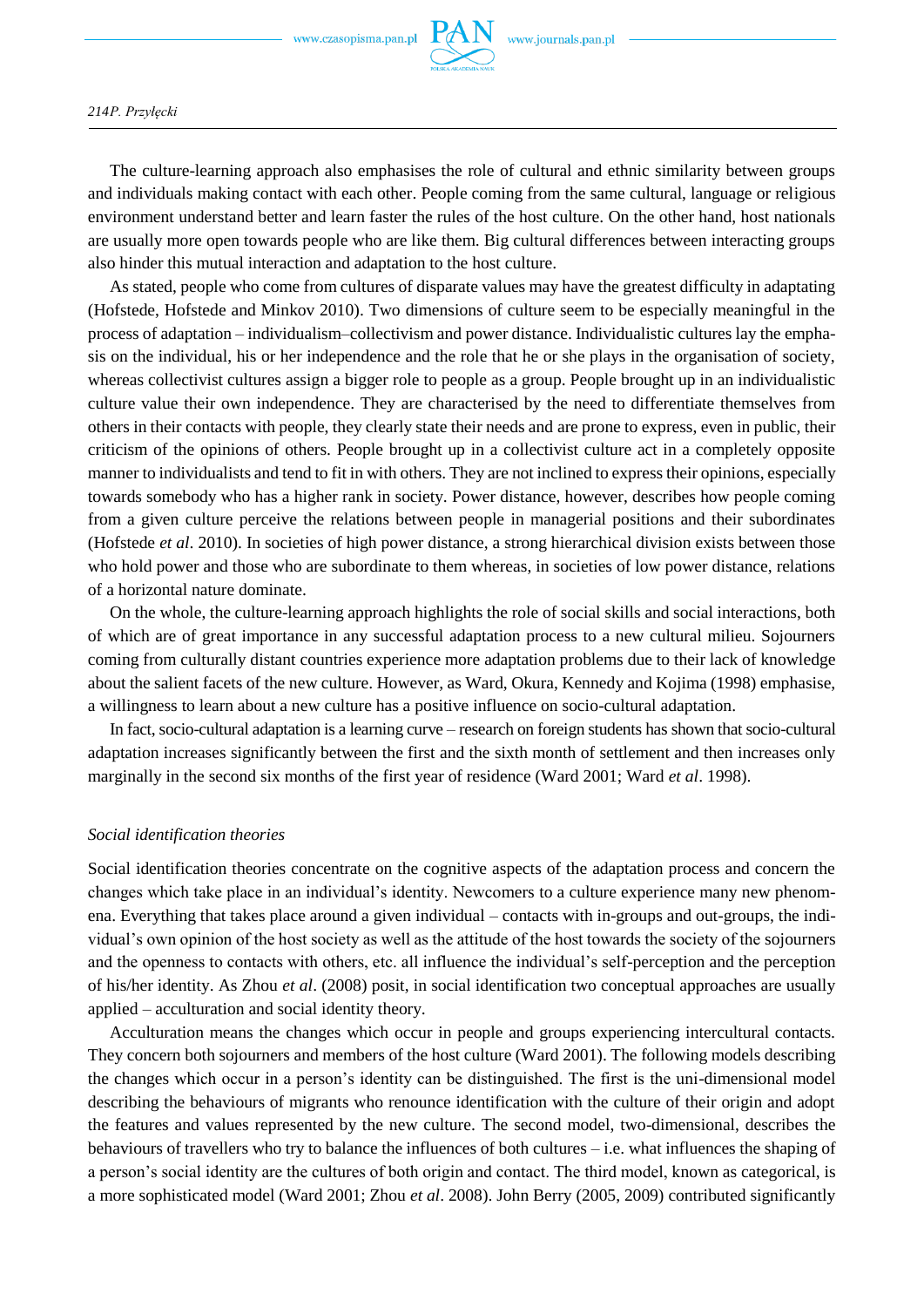The culture-learning approach also emphasises the role of cultural and ethnic similarity between groups and individuals making contact with each other. People coming from the same cultural, language or religious environment understand better and learn faster the rules of the host culture. On the other hand, host nationals are usually more open towards people who are like them. Big cultural differences between interacting groups also hinder this mutual interaction and adaptation to the host culture.

As stated, people who come from cultures of disparate values may have the greatest difficulty in adaptating (Hofstede, Hofstede and Minkov 2010). Two dimensions of culture seem to be especially meaningful in the process of adaptation – individualism–collectivism and power distance. Individualistic cultures lay the emphasis on the individual, his or her independence and the role that he or she plays in the organisation of society, whereas collectivist cultures assign a bigger role to people as a group. People brought up in an individualistic culture value their own independence. They are characterised by the need to differentiate themselves from others in their contacts with people, they clearly state their needs and are prone to express, even in public, their criticism of the opinions of others. People brought up in a collectivist culture act in a completely opposite manner to individualists and tend to fit in with others. They are not inclined to express their opinions, especially towards somebody who has a higher rank in society. Power distance, however, describes how people coming from a given culture perceive the relations between people in managerial positions and their subordinates (Hofstede *et al*. 2010). In societies of high power distance, a strong hierarchical division exists between those who hold power and those who are subordinate to them whereas, in societies of low power distance, relations of a horizontal nature dominate.

On the whole, the culture-learning approach highlights the role of social skills and social interactions, both of which are of great importance in any successful adaptation process to a new cultural milieu. Sojourners coming from culturally distant countries experience more adaptation problems due to their lack of knowledge about the salient facets of the new culture. However, as Ward, Okura, Kennedy and Kojima (1998) emphasise, a willingness to learn about a new culture has a positive influence on socio-cultural adaptation.

In fact, socio-cultural adaptation is a learning curve – research on foreign students has shown that socio-cultural adaptation increases significantly between the first and the sixth month of settlement and then increases only marginally in the second six months of the first year of residence (Ward 2001; Ward *et al*. 1998).

*Social identification theories*

Social identification theories concentrate on the cognitive aspects of the adaptation process and concern the changes which take place in an individual's identity. Newcomers to a culture experience many new phenomena. Everything that takes place around a given individual – contacts with in-groups and out-groups, the individual's own opinion of the host society as well as the attitude of the host towards the society of the sojourners and the openness to contacts with others, etc. all influence the individual's self-perception and the perception of his/her identity. As Zhou *et al*. (2008) posit, in social identification two conceptual approaches are usually applied – acculturation and social identity theory.

Acculturation means the changes which occur in people and groups experiencing intercultural contacts. They concern both sojourners and members of the host culture (Ward 2001). The following models describing the changes which occur in a person's identity can be distinguished. The first is the uni-dimensional model describing the behaviours of migrants who renounce identification with the culture of their origin and adopt the features and values represented by the new culture. The second model, two-dimensional, describes the behaviours of travellers who try to balance the influences of both cultures – i.e. what influences the shaping of a person's social identity are the cultures of both origin and contact. The third model, known as categorical, is a more sophisticated model (Ward 2001; Zhou *et al*. 2008). John Berry (2005, 2009) contributed significantly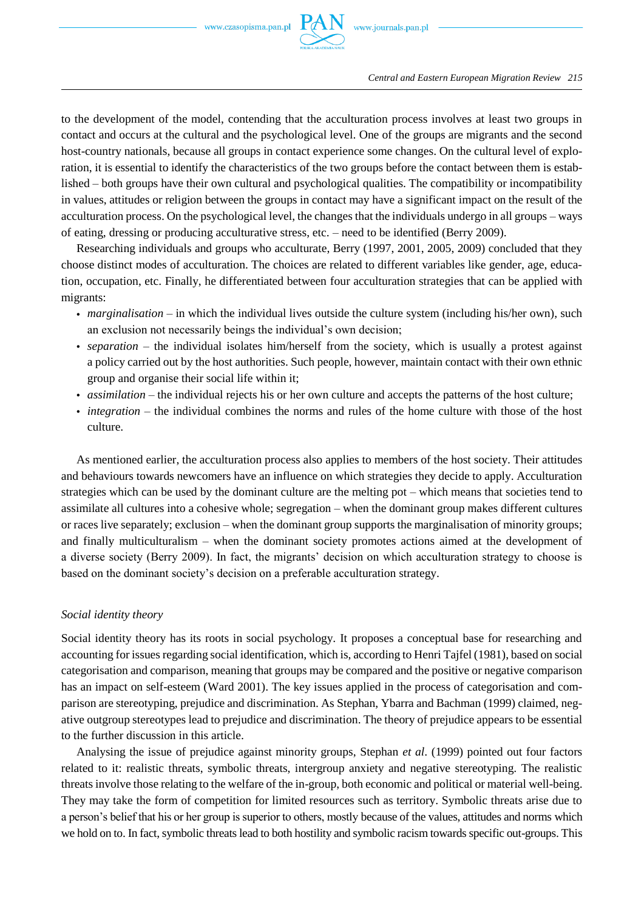to the development of the model, contending that the acculturation process involves at least two groups in contact and occurs at the cultural and the psychological level. One of the groups are migrants and the second host-country nationals, because all groups in contact experience some changes. On the cultural level of exploration, it is essential to identify the characteristics of the two groups before the contact between them is established – both groups have their own cultural and psychological qualities. The compatibility or incompatibility in values, attitudes or religion between the groups in contact may have a significant impact on the result of the acculturation process. On the psychological level, the changes that the individuals undergo in all groups – ways of eating, dressing or producing acculturative stress, etc. – need to be identified (Berry 2009).

Researching individuals and groups who acculturate, Berry (1997, 2001, 2005, 2009) concluded that they choose distinct modes of acculturation. The choices are related to different variables like gender, age, education, occupation, etc. Finally, he differentiated between four acculturation strategies that can be applied with migrants:

- *marginalisation* – in which the individual lives outside the culture system (including his/her own), such an exclusion not necessarily beings the individual's own decision;
- *separation* – the individual isolates him/herself from the society, which is usually a protest against a policy carried out by the host authorities. Such people, however, maintain contact with their own ethnic group and organise their social life within it;
- *assimilation* – the individual rejects his or her own culture and accepts the patterns of the host culture;
- *integration* – the individual combines the norms and rules of the home culture with those of the host culture.

As mentioned earlier, the acculturation process also applies to members of the host society. Their attitudes and behaviours towards newcomers have an influence on which strategies they decide to apply. Acculturation strategies which can be used by the dominant culture are the melting pot – which means that societies tend to assimilate all cultures into a cohesive whole; segregation – when the dominant group makes different cultures or races live separately; exclusion – when the dominant group supports the marginalisation of minority groups; and finally multiculturalism – when the dominant society promotes actions aimed at the development of a diverse society (Berry 2009). In fact, the migrants' decision on which acculturation strategy to choose is based on the dominant society's decision on a preferable acculturation strategy.

### *Social identity theory*

Social identity theory has its roots in social psychology. It proposes a conceptual base for researching and accounting for issues regarding social identification, which is, according to Henri Tajfel (1981), based on social categorisation and comparison, meaning that groups may be compared and the positive or negative comparison has an impact on self-esteem (Ward 2001). The key issues applied in the process of categorisation and comparison are stereotyping, prejudice and discrimination. As Stephan, Ybarra and Bachman (1999) claimed, negative outgroup stereotypes lead to prejudice and discrimination. The theory of prejudice appears to be essential to the further discussion in this article.

Analysing the issue of prejudice against minority groups, Stephan *et al*. (1999) pointed out four factors related to it: realistic threats, symbolic threats, intergroup anxiety and negative stereotyping. The realistic threats involve those relating to the welfare of the in-group, both economic and political or material well-being. They may take the form of competition for limited resources such as territory. Symbolic threats arise due to a person's belief that his or her group is superior to others, mostly because of the values, attitudes and norms which we hold on to. In fact, symbolic threats lead to both hostility and symbolic racism towards specific out-groups. This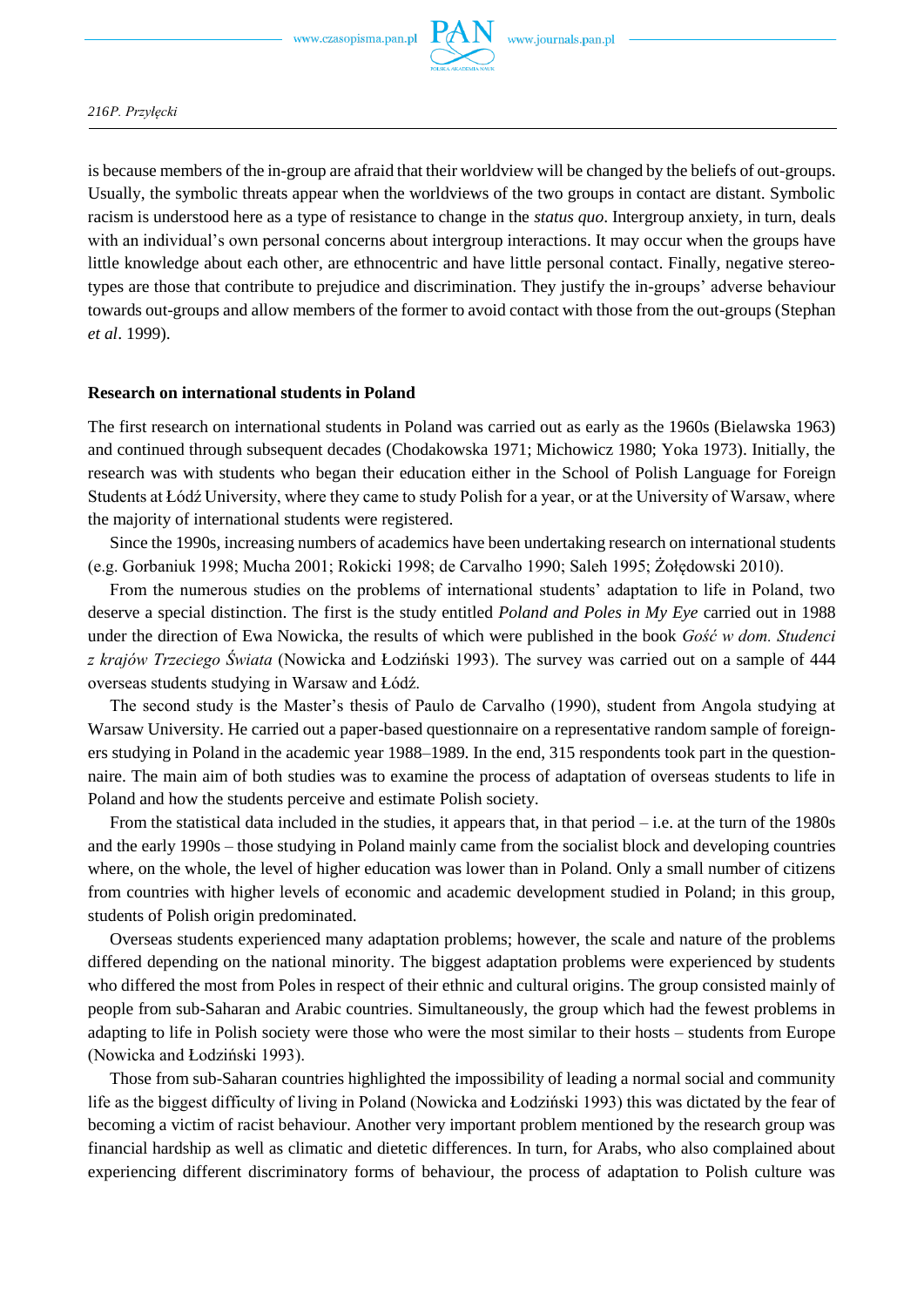is because members of the in-group are afraid that their worldview will be changed by the beliefs of out-groups. Usually, the symbolic threats appear when the worldviews of the two groups in contact are distant. Symbolic racism is understood here as a type of resistance to change in the *status quo*. Intergroup anxiety, in turn, deals with an individual's own personal concerns about intergroup interactions. It may occur when the groups have little knowledge about each other, are ethnocentric and have little personal contact. Finally, negative stereotypes are those that contribute to prejudice and discrimination. They justify the in-groups' adverse behaviour towards out-groups and allow members of the former to avoid contact with those from the out-groups (Stephan *et al*. 1999).

## Research on international students in Poland

The first research on international students in Poland was carried out as early as the 1960s (Bielawska 1963) and continued through subsequent decades (Chodakowska 1971; Michowicz 1980; Yoka 1973). Initially, the research was with students who began their education either in the School of Polish Language for Foreign Students at Łódź University, where they came to study Polish for a year, or at the University of Warsaw, where the majority of international students were registered.

Since the 1990s, increasing numbers of academics have been undertaking research on international students (e.g. Gorbaniuk 1998; Mucha 2001; Rokicki 1998; de Carvalho 1990; Saleh 1995; Żołędowski 2010).

From the numerous studies on the problems of international students' adaptation to life in Poland, two deserve a special distinction. The first is the study entitled *Poland and Poles in My Eye* carried out in 1988 under the direction of Ewa Nowicka, the results of which were published in the book *Gość w dom. Studenci z krajów Trzeciego Świata* (Nowicka and Łodziński 1993). The survey was carried out on a sample of 444 overseas students studying in Warsaw and Łódź.

The second study is the Master's thesis of Paulo de Carvalho (1990), student from Angola studying at Warsaw University. He carried out a paper-based questionnaire on a representative random sample of foreigners studying in Poland in the academic year 1988–1989. In the end, 315 respondents took part in the questionnaire. The main aim of both studies was to examine the process of adaptation of overseas students to life in Poland and how the students perceive and estimate Polish society.

From the statistical data included in the studies, it appears that, in that period – i.e. at the turn of the 1980s and the early 1990s – those studying in Poland mainly came from the socialist block and developing countries where, on the whole, the level of higher education was lower than in Poland. Only a small number of citizens from countries with higher levels of economic and academic development studied in Poland; in this group, students of Polish origin predominated.

Overseas students experienced many adaptation problems; however, the scale and nature of the problems differed depending on the national minority. The biggest adaptation problems were experienced by students who differed the most from Poles in respect of their ethnic and cultural origins. The group consisted mainly of people from sub-Saharan and Arabic countries. Simultaneously, the group which had the fewest problems in adapting to life in Polish society were those who were the most similar to their hosts – students from Europe (Nowicka and Łodziński 1993).

Those from sub-Saharan countries highlighted the impossibility of leading a normal social and community life as the biggest difficulty of living in Poland (Nowicka and Łodziński 1993) this was dictated by the fear of becoming a victim of racist behaviour. Another very important problem mentioned by the research group was financial hardship as well as climatic and dietetic differences. In turn, for Arabs, who also complained about experiencing different discriminatory forms of behaviour, the process of adaptation to Polish culture was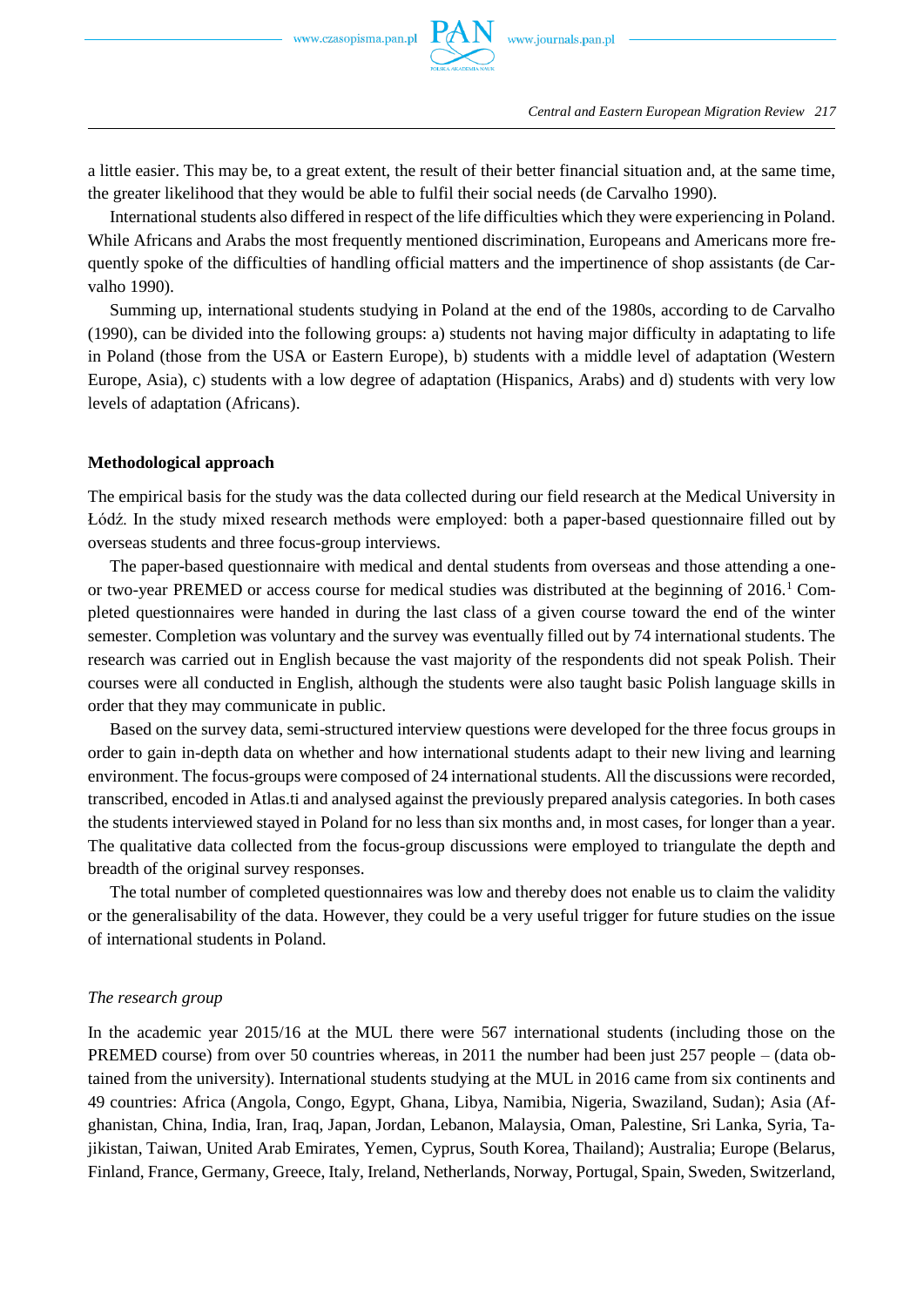a little easier. This may be, to a great extent, the result of their better financial situation and, at the same time, the greater likelihood that they would be able to fulfil their social needs (de Carvalho 1990).

International students also differed in respect of the life difficulties which they were experiencing in Poland. While Africans and Arabs the most frequently mentioned discrimination, Europeans and Americans more frequently spoke of the difficulties of handling official matters and the impertinence of shop assistants (de Carvalho 1990).

Summing up, international students studying in Poland at the end of the 1980s, according to de Carvalho (1990), can be divided into the following groups: a) students not having major difficulty in adaptating to life in Poland (those from the USA or Eastern Europe), b) students with a middle level of adaptation (Western Europe, Asia), c) students with a low degree of adaptation (Hispanics, Arabs) and d) students with very low levels of adaptation (Africans).

## Methodological approach

The empirical basis for the study was the data collected during our field research at the Medical University in Łódź. In the study mixed research methods were employed: both a paper-based questionnaire filled out by overseas students and three focus-group interviews.

The paper-based questionnaire with medical and dental students from overseas and those attending a one- or two-year PREMED or access course for medical studies was distributed at the beginning of 2016.[1] Completed questionnaires were handed in during the last class of a given course toward the end of the winter semester. Completion was voluntary and the survey was eventually filled out by 74 international students. The research was carried out in English because the vast majority of the respondents did not speak Polish. Their courses were all conducted in English, although the students were also taught basic Polish language skills in order that they may communicate in public.

Based on the survey data, semi-structured interview questions were developed for the three focus groups in order to gain in-depth data on whether and how international students adapt to their new living and learning environment. The focus-groups were composed of 24 international students. All the discussions were recorded, transcribed, encoded in Atlas.ti and analysed against the previously prepared analysis categories. In both cases the students interviewed stayed in Poland for no less than six months and, in most cases, for longer than a year. The qualitative data collected from the focus-group discussions were employed to triangulate the depth and breadth of the original survey responses.

The total number of completed questionnaires was low and thereby does not enable us to claim the validity or the generalisability of the data. However, they could be a very useful trigger for future studies on the issue of international students in Poland.

### *The research group*

In the academic year 2015/16 at the MUL there were 567 international students (including those on the PREMED course) from over 50 countries whereas, in 2011 the number had been just 257 people – (data obtained from the university). International students studying at the MUL in 2016 came from six continents and 49 countries: Africa (Angola, Congo, Egypt, Ghana, Libya, Namibia, Nigeria, Swaziland, Sudan); Asia (Afghanistan, China, India, Iran, Iraq, Japan, Jordan, Lebanon, Malaysia, Oman, Palestine, Sri Lanka, Syria, Tajikistan, Taiwan, United Arab Emirates, Yemen, Cyprus, South Korea, Thailand); Australia; Europe (Belarus, Finland, France, Germany, Greece, Italy, Ireland, Netherlands, Norway, Portugal, Spain, Sweden, Switzerland,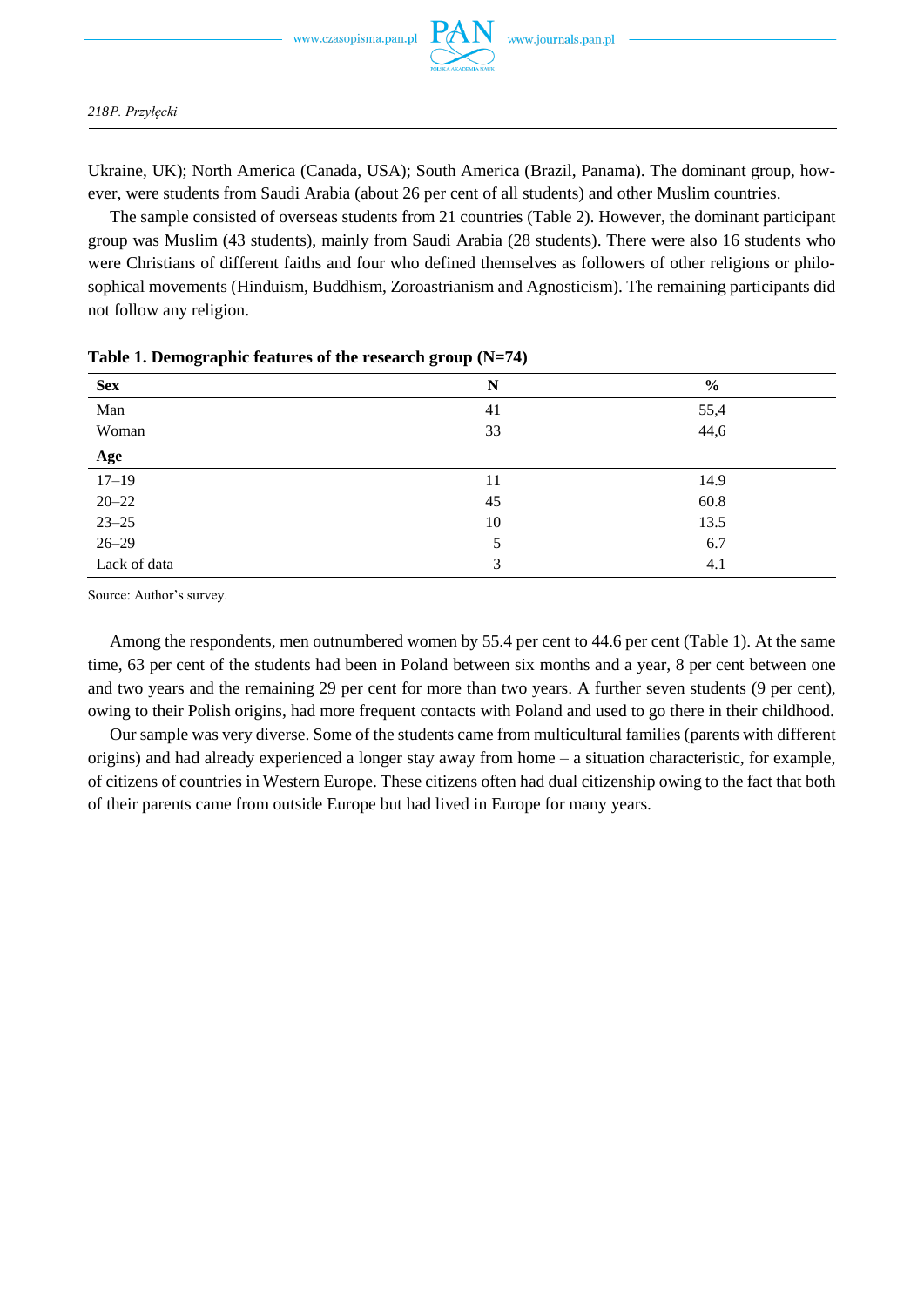Ukraine, UK); North America (Canada, USA); South America (Brazil, Panama). The dominant group, however, were students from Saudi Arabia (about 26 per cent of all students) and other Muslim countries.

The sample consisted of overseas students from 21 countries (Table 2). However, the dominant participant group was Muslim (43 students), mainly from Saudi Arabia (28 students). There were also 16 students who were Christians of different faiths and four who defined themselves as followers of other religions or philosophical movements (Hinduism, Buddhism, Zoroastrianism and Agnosticism). The remaining participants did not follow any religion.

**Table 1. Demographic features of the research group (N=74)**

| **Sex** | **N** | **%** |
|---|---|---|
| Man | 41 | 55,4 |
| Woman | 33 | 44,6 |
| **Age** | | |
| 17–19 | 11 | 14.9 |
| 20–22 | 45 | 60.8 |
| 23–25 | 10 | 13.5 |
| 26–29 | 5 | 6.7 |
| Lack of data | 3 | 4.1 |

Source: Author's survey.

Among the respondents, men outnumbered women by 55.4 per cent to 44.6 per cent (Table 1). At the same time, 63 per cent of the students had been in Poland between six months and a year, 8 per cent between one and two years and the remaining 29 per cent for more than two years. A further seven students (9 per cent), owing to their Polish origins, had more frequent contacts with Poland and used to go there in their childhood.

Our sample was very diverse. Some of the students came from multicultural families (parents with different origins) and had already experienced a longer stay away from home – a situation characteristic, for example, of citizens of countries in Western Europe. These citizens often had dual citizenship owing to the fact that both of their parents came from outside Europe but had lived in Europe for many years.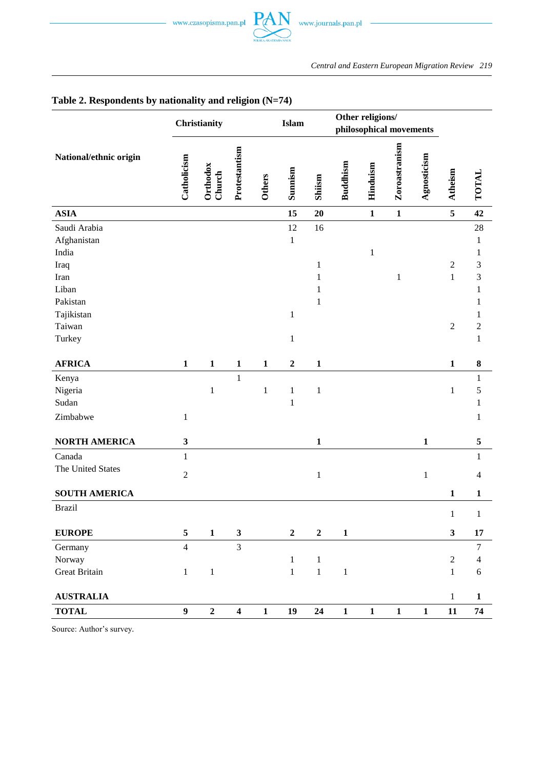**Table 2. Respondents by nationality and religion (N=74)**

| National/ethnic origin | Christianity | | | | Islam | | Other religions/ philosophical movements | | | | | |
|---|---|---|---|---|---|---|---|---|---|---|---|---|
| | Catholicism | Orthodox Church | Protestantism | Others | Sunnism | Shiism | Buddhism | Hinduism | Zoroastranism | Agnosticism | Atheism | TOTAL |
| **ASIA** | | | | | **15** | **20** | | **1** | **1** | | **5** | **42** |
| Saudi Arabia | | | | | 12 | 16 | | | | | | 28 |
| Afghanistan | | | | | 1 | | | | | | | 1 |
| India | | | | | | | | 1 | | | | 1 |
| Iraq | | | | | | 1 | | | | | 2 | 3 |
| Iran | | | | | | 1 | | | 1 | | 1 | 3 |
| Liban | | | | | | 1 | | | | | | 1 |
| Pakistan | | | | | | 1 | | | | | | 1 |
| Tajikistan | | | | | 1 | | | | | | | 1 |
| Taiwan | | | | | | | | | | | 2 | 2 |
| Turkey | | | | | 1 | | | | | | | 1 |
| **AFRICA** | **1** | **1** | **1** | **1** | **2** | **1** | | | | | **1** | **8** |
| Kenya | | | 1 | | | | | | | | | 1 |
| Nigeria | | 1 | | 1 | 1 | 1 | | | | | 1 | 5 |
| Sudan | | | | | 1 | | | | | | | 1 |
| Zimbabwe | 1 | | | | | | | | | | | 1 |
| **NORTH AMERICA** | **3** | | | | | **1** | | | | **1** | | **5** |
| Canada | 1 | | | | | | | | | | | 1 |
| The United States | 2 | | | | | 1 | | | | 1 | | 4 |
| **SOUTH AMERICA** | | | | | | | | | | | **1** | **1** |
| Brazil | | | | | | | | | | | 1 | 1 |
| **EUROPE** | **5** | **1** | **3** | | **2** | **2** | **1** | | | | **3** | **17** |
| Germany | 4 | | 3 | | | | | | | | | 7 |
| Norway | | | | | 1 | 1 | | | | | 2 | 4 |
| Great Britain | 1 | 1 | | | 1 | 1 | 1 | | | | 1 | 6 |
| **AUSTRALIA** | | | | | | | | | | | 1 | **1** |
| **TOTAL** | **9** | **2** | **4** | **1** | **19** | **24** | **1** | **1** | **1** | **1** | **11** | **74** |

Source: Author's survey.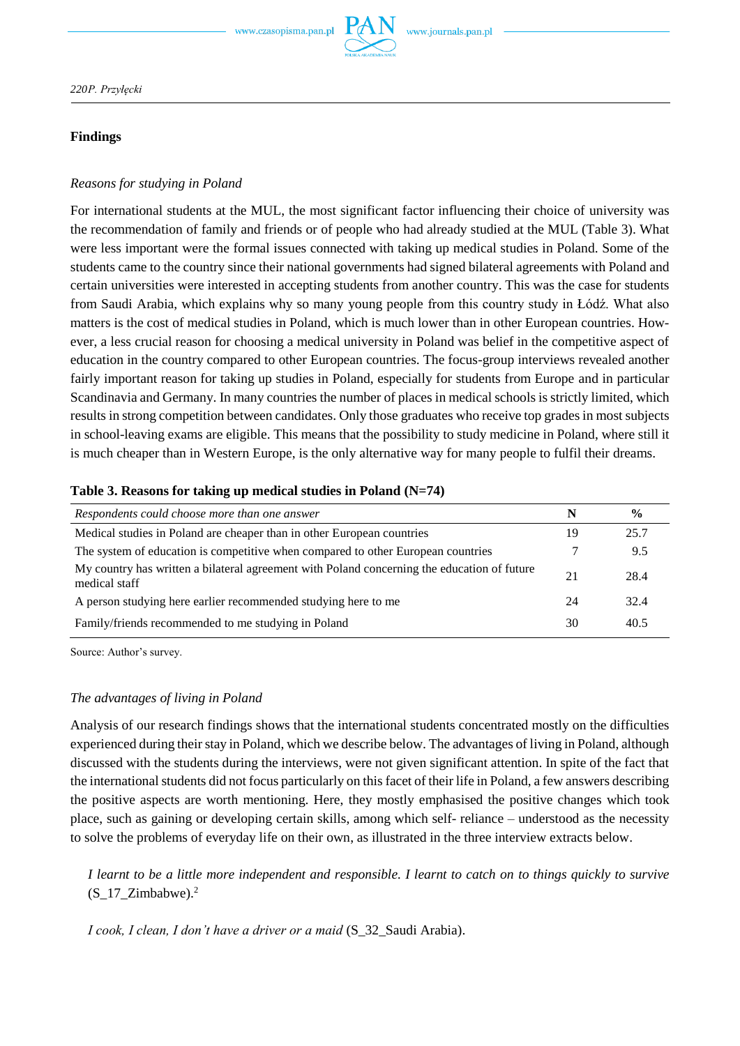## Findings

*Reasons for studying in Poland*

For international students at the MUL, the most significant factor influencing their choice of university was the recommendation of family and friends or of people who had already studied at the MUL (Table 3). What were less important were the formal issues connected with taking up medical studies in Poland. Some of the students came to the country since their national governments had signed bilateral agreements with Poland and certain universities were interested in accepting students from another country. This was the case for students from Saudi Arabia, which explains why so many young people from this country study in Łódź. What also matters is the cost of medical studies in Poland, which is much lower than in other European countries. However, a less crucial reason for choosing a medical university in Poland was belief in the competitive aspect of education in the country compared to other European countries. The focus-group interviews revealed another fairly important reason for taking up studies in Poland, especially for students from Europe and in particular Scandinavia and Germany. In many countries the number of places in medical schools is strictly limited, which results in strong competition between candidates. Only those graduates who receive top grades in most subjects in school-leaving exams are eligible. This means that the possibility to study medicine in Poland, where still it is much cheaper than in Western Europe, is the only alternative way for many people to fulfil their dreams.

**Table 3. Reasons for taking up medical studies in Poland (N=74)**

| *Respondents could choose more than one answer* | N | % |
|---|---|---|
| Medical studies in Poland are cheaper than in other European countries | 19 | 25.7 |
| The system of education is competitive when compared to other European countries | 7 | 9.5 |
| My country has written a bilateral agreement with Poland concerning the education of future medical staff | 21 | 28.4 |
| A person studying here earlier recommended studying here to me | 24 | 32.4 |
| Family/friends recommended to me studying in Poland | 30 | 40.5 |

Source: Author's survey.

*The advantages of living in Poland*

Analysis of our research findings shows that the international students concentrated mostly on the difficulties experienced during their stay in Poland, which we describe below. The advantages of living in Poland, although discussed with the students during the interviews, were not given significant attention. In spite of the fact that the international students did not focus particularly on this facet of their life in Poland, a few answers describing the positive aspects are worth mentioning. Here, they mostly emphasised the positive changes which took place, such as gaining or developing certain skills, among which self- reliance – understood as the necessity to solve the problems of everyday life on their own, as illustrated in the three interview extracts below.

> *I learnt to be a little more independent and responsible. I learnt to catch on to things quickly to survive* (S_17_Zimbabwe).[2]

> *I cook, I clean, I don't have a driver or a maid* (S_32_Saudi Arabia).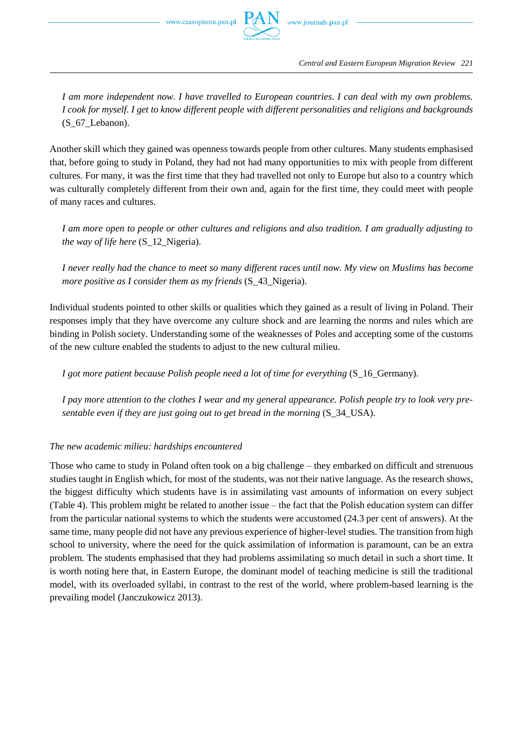*I am more independent now. I have travelled to European countries. I can deal with my own problems. I cook for myself. I get to know different people with different personalities and religions and backgrounds* (S_67_Lebanon).

Another skill which they gained was openness towards people from other cultures. Many students emphasised that, before going to study in Poland, they had not had many opportunities to mix with people from different cultures. For many, it was the first time that they had travelled not only to Europe but also to a country which was culturally completely different from their own and, again for the first time, they could meet with people of many races and cultures.

*I am more open to people or other cultures and religions and also tradition. I am gradually adjusting to the way of life here* (S_12_Nigeria).

*I never really had the chance to meet so many different races until now. My view on Muslims has become more positive as I consider them as my friends* (S_43_Nigeria).

Individual students pointed to other skills or qualities which they gained as a result of living in Poland. Their responses imply that they have overcome any culture shock and are learning the norms and rules which are binding in Polish society. Understanding some of the weaknesses of Poles and accepting some of the customs of the new culture enabled the students to adjust to the new cultural milieu.

*I got more patient because Polish people need a lot of time for everything* (S_16_Germany).

*I pay more attention to the clothes I wear and my general appearance. Polish people try to look very presentable even if they are just going out to get bread in the morning* (S_34_USA).

*The new academic milieu: hardships encountered*

Those who came to study in Poland often took on a big challenge – they embarked on difficult and strenuous studies taught in English which, for most of the students, was not their native language. As the research shows, the biggest difficulty which students have is in assimilating vast amounts of information on every subject (Table 4). This problem might be related to another issue – the fact that the Polish education system can differ from the particular national systems to which the students were accustomed (24.3 per cent of answers). At the same time, many people did not have any previous experience of higher-level studies. The transition from high school to university, where the need for the quick assimilation of information is paramount, can be an extra problem. The students emphasised that they had problems assimilating so much detail in such a short time. It is worth noting here that, in Eastern Europe, the dominant model of teaching medicine is still the traditional model, with its overloaded syllabi, in contrast to the rest of the world, where problem-based learning is the prevailing model (Janczukowicz 2013).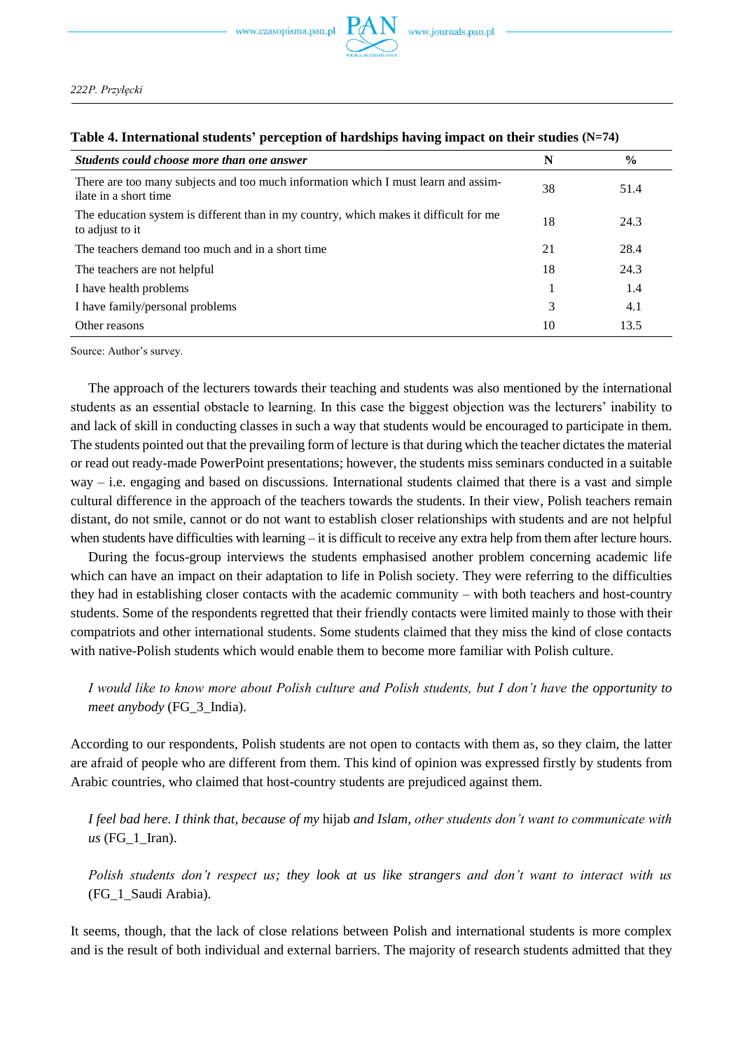**Table 4. International students' perception of hardships having impact on their studies (N=74)**

| *Students could choose more than one answer* | N | % |
|---|---|---|
| There are too many subjects and too much information which I must learn and assimilate in a short time | 38 | 51.4 |
| The education system is different than in my country, which makes it difficult for me to adjust to it | 18 | 24.3 |
| The teachers demand too much and in a short time | 21 | 28.4 |
| The teachers are not helpful | 18 | 24.3 |
| I have health problems | 1 | 1.4 |
| I have family/personal problems | 3 | 4.1 |
| Other reasons | 10 | 13.5 |

Source: Author's survey.

The approach of the lecturers towards their teaching and students was also mentioned by the international students as an essential obstacle to learning. In this case the biggest objection was the lecturers' inability to and lack of skill in conducting classes in such a way that students would be encouraged to participate in them. The students pointed out that the prevailing form of lecture is that during which the teacher dictates the material or read out ready-made PowerPoint presentations; however, the students miss seminars conducted in a suitable way – i.e. engaging and based on discussions. International students claimed that there is a vast and simple cultural difference in the approach of the teachers towards the students. In their view, Polish teachers remain distant, do not smile, cannot or do not want to establish closer relationships with students and are not helpful when students have difficulties with learning – it is difficult to receive any extra help from them after lecture hours.

During the focus-group interviews the students emphasised another problem concerning academic life which can have an impact on their adaptation to life in Polish society. They were referring to the difficulties they had in establishing closer contacts with the academic community – with both teachers and host-country students. Some of the respondents regretted that their friendly contacts were limited mainly to those with their compatriots and other international students. Some students claimed that they miss the kind of close contacts with native-Polish students which would enable them to become more familiar with Polish culture.

> *I would like to know more about Polish culture and Polish students, but I don't have the opportunity to meet anybody* (FG_3_India).

According to our respondents, Polish students are not open to contacts with them as, so they claim, the latter are afraid of people who are different from them. This kind of opinion was expressed firstly by students from Arabic countries, who claimed that host-country students are prejudiced against them.

> *I feel bad here. I think that, because of my* hijab *and Islam, other students don't want to communicate with us* (FG_1_Iran).

> *Polish students don't respect us; they look at us like strangers and don't want to interact with us* (FG_1_Saudi Arabia).

It seems, though, that the lack of close relations between Polish and international students is more complex and is the result of both individual and external barriers. The majority of research students admitted that they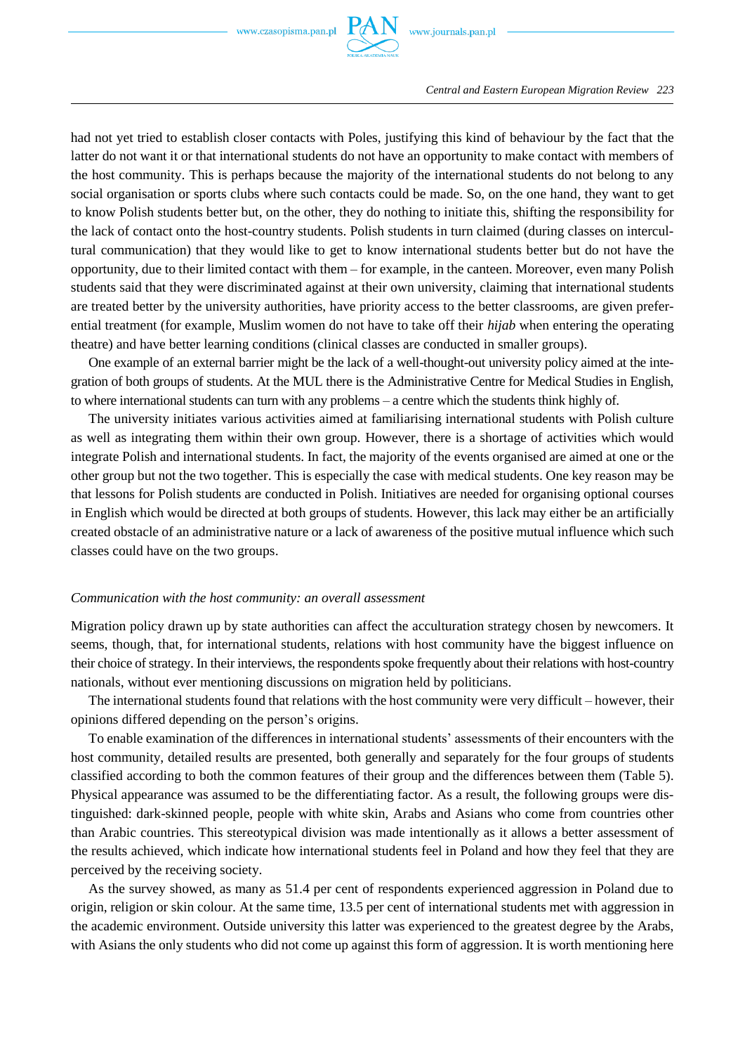had not yet tried to establish closer contacts with Poles, justifying this kind of behaviour by the fact that the latter do not want it or that international students do not have an opportunity to make contact with members of the host community. This is perhaps because the majority of the international students do not belong to any social organisation or sports clubs where such contacts could be made. So, on the one hand, they want to get to know Polish students better but, on the other, they do nothing to initiate this, shifting the responsibility for the lack of contact onto the host-country students. Polish students in turn claimed (during classes on intercultural communication) that they would like to get to know international students better but do not have the opportunity, due to their limited contact with them – for example, in the canteen. Moreover, even many Polish students said that they were discriminated against at their own university, claiming that international students are treated better by the university authorities, have priority access to the better classrooms, are given preferential treatment (for example, Muslim women do not have to take off their *hijab* when entering the operating theatre) and have better learning conditions (clinical classes are conducted in smaller groups).

One example of an external barrier might be the lack of a well-thought-out university policy aimed at the integration of both groups of students. At the MUL there is the Administrative Centre for Medical Studies in English, to where international students can turn with any problems – a centre which the students think highly of.

The university initiates various activities aimed at familiarising international students with Polish culture as well as integrating them within their own group. However, there is a shortage of activities which would integrate Polish and international students. In fact, the majority of the events organised are aimed at one or the other group but not the two together. This is especially the case with medical students. One key reason may be that lessons for Polish students are conducted in Polish. Initiatives are needed for organising optional courses in English which would be directed at both groups of students. However, this lack may either be an artificially created obstacle of an administrative nature or a lack of awareness of the positive mutual influence which such classes could have on the two groups.

*Communication with the host community: an overall assessment*

Migration policy drawn up by state authorities can affect the acculturation strategy chosen by newcomers. It seems, though, that, for international students, relations with host community have the biggest influence on their choice of strategy. In their interviews, the respondents spoke frequently about their relations with host-country nationals, without ever mentioning discussions on migration held by politicians.

The international students found that relations with the host community were very difficult – however, their opinions differed depending on the person's origins.

To enable examination of the differences in international students' assessments of their encounters with the host community, detailed results are presented, both generally and separately for the four groups of students classified according to both the common features of their group and the differences between them (Table 5). Physical appearance was assumed to be the differentiating factor. As a result, the following groups were distinguished: dark-skinned people, people with white skin, Arabs and Asians who come from countries other than Arabic countries. This stereotypical division was made intentionally as it allows a better assessment of the results achieved, which indicate how international students feel in Poland and how they feel that they are perceived by the receiving society.

As the survey showed, as many as 51.4 per cent of respondents experienced aggression in Poland due to origin, religion or skin colour. At the same time, 13.5 per cent of international students met with aggression in the academic environment. Outside university this latter was experienced to the greatest degree by the Arabs, with Asians the only students who did not come up against this form of aggression. It is worth mentioning here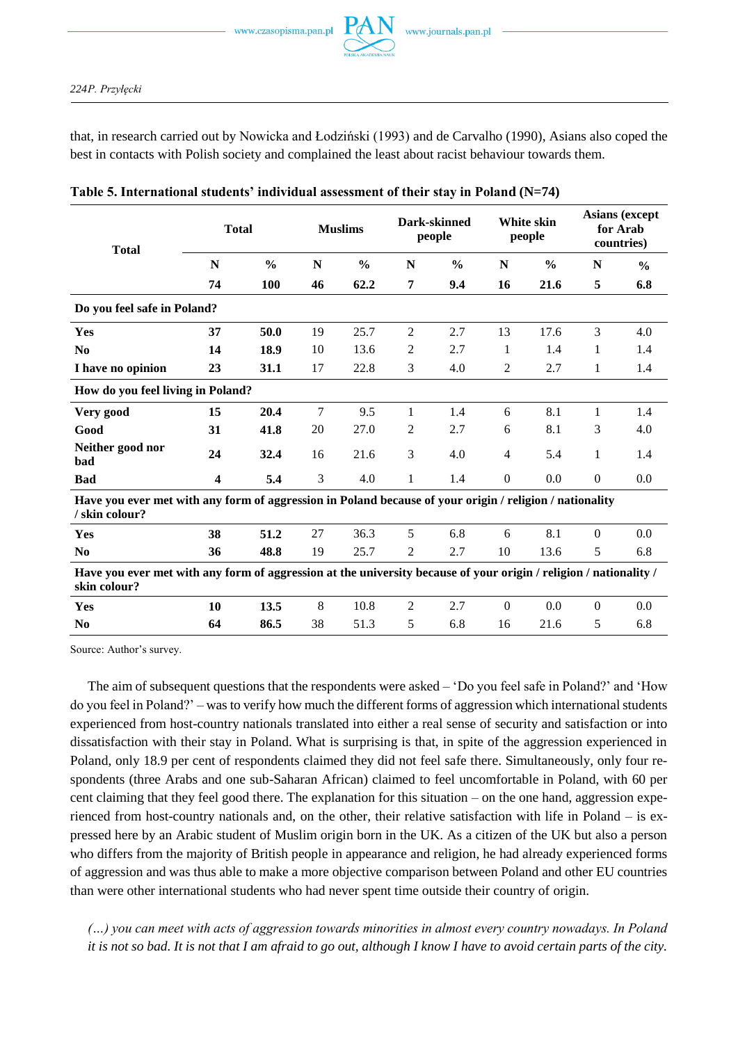that, in research carried out by Nowicka and Łodziński (1993) and de Carvalho (1990), Asians also coped the best in contacts with Polish society and complained the least about racist behaviour towards them.

**Table 5. International students' individual assessment of their stay in Poland (N=74)**

| Total | Total | | Muslims | | Dark-skinned people | | White skin people | | Asians (except for Arab countries) | |
|---|---|---|---|---|---|---|---|---|---|---|
| | N | % | N | % | N | % | N | % | N | % |
| | 74 | 100 | 46 | 62.2 | 7 | 9.4 | 16 | 21.6 | 5 | 6.8 |
| **Do you feel safe in Poland?** | | | | | | | | | | |
| **Yes** | **37** | **50.0** | 19 | 25.7 | 2 | 2.7 | 13 | 17.6 | 3 | 4.0 |
| **No** | **14** | **18.9** | 10 | 13.6 | 2 | 2.7 | 1 | 1.4 | 1 | 1.4 |
| **I have no opinion** | **23** | **31.1** | 17 | 22.8 | 3 | 4.0 | 2 | 2.7 | 1 | 1.4 |
| **How do you feel living in Poland?** | | | | | | | | | | |
| **Very good** | **15** | **20.4** | 7 | 9.5 | 1 | 1.4 | 6 | 8.1 | 1 | 1.4 |
| **Good** | **31** | **41.8** | 20 | 27.0 | 2 | 2.7 | 6 | 8.1 | 3 | 4.0 |
| **Neither good nor bad** | **24** | **32.4** | 16 | 21.6 | 3 | 4.0 | 4 | 5.4 | 1 | 1.4 |
| **Bad** | **4** | **5.4** | 3 | 4.0 | 1 | 1.4 | 0 | 0.0 | 0 | 0.0 |
| **Have you ever met with any form of aggression in Poland because of your origin / religion / nationality / skin colour?** | | | | | | | | | | |
| **Yes** | **38** | **51.2** | 27 | 36.3 | 5 | 6.8 | 6 | 8.1 | 0 | 0.0 |
| **No** | **36** | **48.8** | 19 | 25.7 | 2 | 2.7 | 10 | 13.6 | 5 | 6.8 |
| **Have you ever met with any form of aggression at the university because of your origin / religion / nationality / skin colour?** | | | | | | | | | | |
| **Yes** | **10** | **13.5** | 8 | 10.8 | 2 | 2.7 | 0 | 0.0 | 0 | 0.0 |
| **No** | **64** | **86.5** | 38 | 51.3 | 5 | 6.8 | 16 | 21.6 | 5 | 6.8 |

Source: Author's survey.

The aim of subsequent questions that the respondents were asked – 'Do you feel safe in Poland?' and 'How do you feel in Poland?' – was to verify how much the different forms of aggression which international students experienced from host-country nationals translated into either a real sense of security and satisfaction or into dissatisfaction with their stay in Poland. What is surprising is that, in spite of the aggression experienced in Poland, only 18.9 per cent of respondents claimed they did not feel safe there. Simultaneously, only four respondents (three Arabs and one sub-Saharan African) claimed to feel uncomfortable in Poland, with 60 per cent claiming that they feel good there. The explanation for this situation – on the one hand, aggression experienced from host-country nationals and, on the other, their relative satisfaction with life in Poland – is expressed here by an Arabic student of Muslim origin born in the UK. As a citizen of the UK but also a person who differs from the majority of British people in appearance and religion, he had already experienced forms of aggression and was thus able to make a more objective comparison between Poland and other EU countries than were other international students who had never spent time outside their country of origin.

> *(...) you can meet with acts of aggression towards minorities in almost every country nowadays. In Poland it is not so bad. It is not that I am afraid to go out, although I know I have to avoid certain parts of the city.*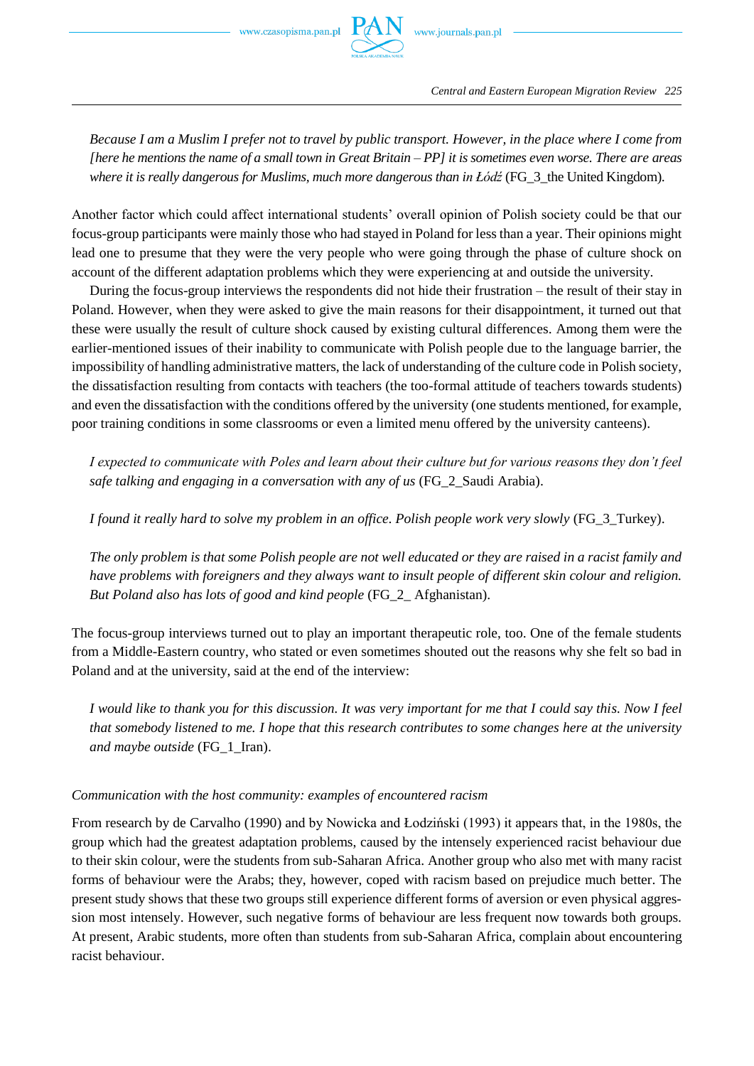*Because I am a Muslim I prefer not to travel by public transport. However, in the place where I come from [here he mentions the name of a small town in Great Britain – PP] it is sometimes even worse. There are areas where it is really dangerous for Muslims, much more dangerous than in Łódź* (FG_3_the United Kingdom).

Another factor which could affect international students' overall opinion of Polish society could be that our focus-group participants were mainly those who had stayed in Poland for less than a year. Their opinions might lead one to presume that they were the very people who were going through the phase of culture shock on account of the different adaptation problems which they were experiencing at and outside the university.

During the focus-group interviews the respondents did not hide their frustration – the result of their stay in Poland. However, when they were asked to give the main reasons for their disappointment, it turned out that these were usually the result of culture shock caused by existing cultural differences. Among them were the earlier-mentioned issues of their inability to communicate with Polish people due to the language barrier, the impossibility of handling administrative matters, the lack of understanding of the culture code in Polish society, the dissatisfaction resulting from contacts with teachers (the too-formal attitude of teachers towards students) and even the dissatisfaction with the conditions offered by the university (one students mentioned, for example, poor training conditions in some classrooms or even a limited menu offered by the university canteens).

*I expected to communicate with Poles and learn about their culture but for various reasons they don't feel safe talking and engaging in a conversation with any of us* (FG_2_Saudi Arabia).

*I found it really hard to solve my problem in an office. Polish people work very slowly* (FG_3_Turkey).

*The only problem is that some Polish people are not well educated or they are raised in a racist family and have problems with foreigners and they always want to insult people of different skin colour and religion. But Poland also has lots of good and kind people* (FG_2_ Afghanistan).

The focus-group interviews turned out to play an important therapeutic role, too. One of the female students from a Middle-Eastern country, who stated or even sometimes shouted out the reasons why she felt so bad in Poland and at the university, said at the end of the interview:

*I would like to thank you for this discussion. It was very important for me that I could say this. Now I feel that somebody listened to me. I hope that this research contributes to some changes here at the university and maybe outside* (FG_1_Iran).

*Communication with the host community: examples of encountered racism*

From research by de Carvalho (1990) and by Nowicka and Łodziński (1993) it appears that, in the 1980s, the group which had the greatest adaptation problems, caused by the intensely experienced racist behaviour due to their skin colour, were the students from sub-Saharan Africa. Another group who also met with many racist forms of behaviour were the Arabs; they, however, coped with racism based on prejudice much better. The present study shows that these two groups still experience different forms of aversion or even physical aggression most intensely. However, such negative forms of behaviour are less frequent now towards both groups. At present, Arabic students, more often than students from sub-Saharan Africa, complain about encountering racist behaviour.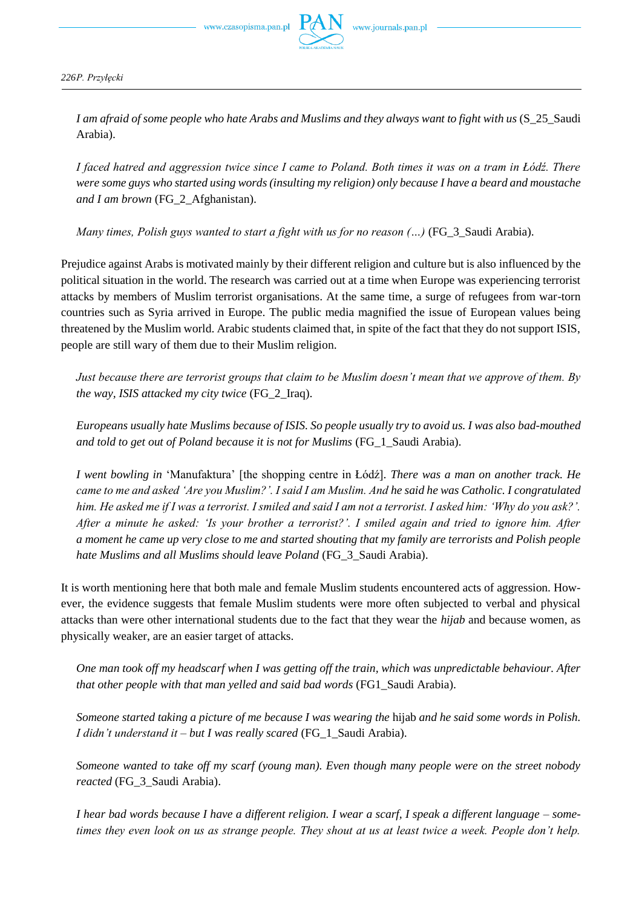*I am afraid of some people who hate Arabs and Muslims and they always want to fight with us* (S_25_Saudi Arabia).

*I faced hatred and aggression twice since I came to Poland. Both times it was on a tram in Łódź. There were some guys who started using words (insulting my religion) only because I have a beard and moustache and I am brown* (FG_2_Afghanistan).

*Many times, Polish guys wanted to start a fight with us for no reason (…)* (FG_3_Saudi Arabia).

Prejudice against Arabs is motivated mainly by their different religion and culture but is also influenced by the political situation in the world. The research was carried out at a time when Europe was experiencing terrorist attacks by members of Muslim terrorist organisations. At the same time, a surge of refugees from war-torn countries such as Syria arrived in Europe. The public media magnified the issue of European values being threatened by the Muslim world. Arabic students claimed that, in spite of the fact that they do not support ISIS, people are still wary of them due to their Muslim religion.

*Just because there are terrorist groups that claim to be Muslim doesn't mean that we approve of them. By the way, ISIS attacked my city twice* (FG_2_Iraq).

*Europeans usually hate Muslims because of ISIS. So people usually try to avoid us. I was also bad-mouthed and told to get out of Poland because it is not for Muslims* (FG_1_Saudi Arabia).

*I went bowling in* 'Manufaktura' [the shopping centre in Łódź]. *There was a man on another track. He came to me and asked 'Are you Muslim?'. I said I am Muslim. And he said he was Catholic. I congratulated him. He asked me if I was a terrorist. I smiled and said I am not a terrorist. I asked him: 'Why do you ask?'. After a minute he asked: 'Is your brother a terrorist?'. I smiled again and tried to ignore him. After a moment he came up very close to me and started shouting that my family are terrorists and Polish people hate Muslims and all Muslims should leave Poland* (FG_3_Saudi Arabia).

It is worth mentioning here that both male and female Muslim students encountered acts of aggression. However, the evidence suggests that female Muslim students were more often subjected to verbal and physical attacks than were other international students due to the fact that they wear the *hijab* and because women, as physically weaker, are an easier target of attacks.

*One man took off my headscarf when I was getting off the train, which was unpredictable behaviour. After that other people with that man yelled and said bad words* (FG1_Saudi Arabia).

*Someone started taking a picture of me because I was wearing the* hijab *and he said some words in Polish. I didn't understand it – but I was really scared* (FG_1_Saudi Arabia).

*Someone wanted to take off my scarf (young man). Even though many people were on the street nobody reacted* (FG_3_Saudi Arabia).

*I hear bad words because I have a different religion. I wear a scarf, I speak a different language – sometimes they even look on us as strange people. They shout at us at least twice a week. People don't help.*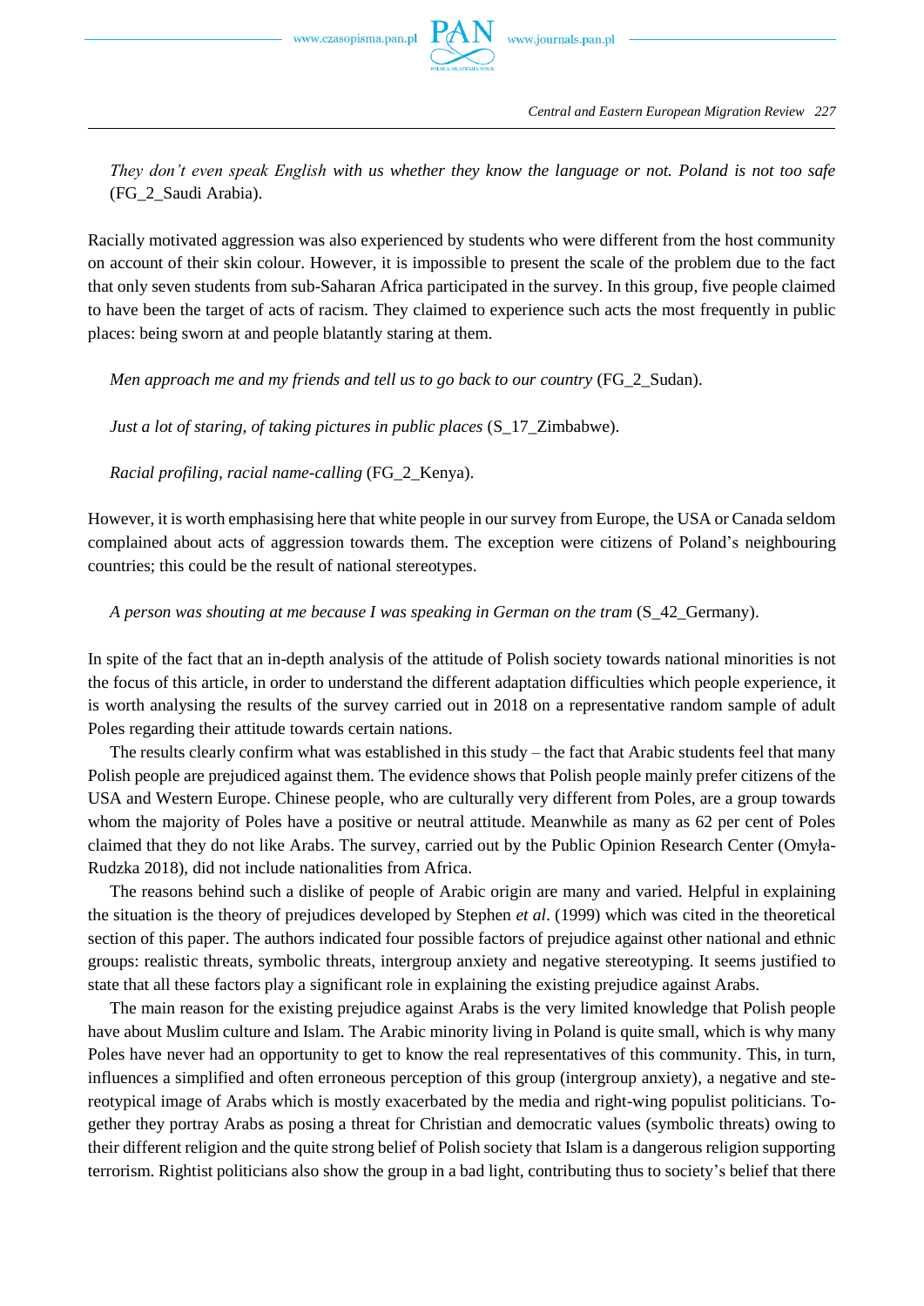*They don't even speak English with us whether they know the language or not. Poland is not too safe* (FG_2_Saudi Arabia).

Racially motivated aggression was also experienced by students who were different from the host community on account of their skin colour. However, it is impossible to present the scale of the problem due to the fact that only seven students from sub-Saharan Africa participated in the survey. In this group, five people claimed to have been the target of acts of racism. They claimed to experience such acts the most frequently in public places: being sworn at and people blatantly staring at them.

*Men approach me and my friends and tell us to go back to our country* (FG_2_Sudan).

*Just a lot of staring, of taking pictures in public places* (S_17_Zimbabwe).

*Racial profiling, racial name-calling* (FG_2_Kenya).

However, it is worth emphasising here that white people in our survey from Europe, the USA or Canada seldom complained about acts of aggression towards them. The exception were citizens of Poland's neighbouring countries; this could be the result of national stereotypes.

*A person was shouting at me because I was speaking in German on the tram* (S_42_Germany).

In spite of the fact that an in-depth analysis of the attitude of Polish society towards national minorities is not the focus of this article, in order to understand the different adaptation difficulties which people experience, it is worth analysing the results of the survey carried out in 2018 on a representative random sample of adult Poles regarding their attitude towards certain nations.

The results clearly confirm what was established in this study – the fact that Arabic students feel that many Polish people are prejudiced against them. The evidence shows that Polish people mainly prefer citizens of the USA and Western Europe. Chinese people, who are culturally very different from Poles, are a group towards whom the majority of Poles have a positive or neutral attitude. Meanwhile as many as 62 per cent of Poles claimed that they do not like Arabs. The survey, carried out by the Public Opinion Research Center (Omyła-Rudzka 2018), did not include nationalities from Africa.

The reasons behind such a dislike of people of Arabic origin are many and varied. Helpful in explaining the situation is the theory of prejudices developed by Stephen *et al*. (1999) which was cited in the theoretical section of this paper. The authors indicated four possible factors of prejudice against other national and ethnic groups: realistic threats, symbolic threats, intergroup anxiety and negative stereotyping. It seems justified to state that all these factors play a significant role in explaining the existing prejudice against Arabs.

The main reason for the existing prejudice against Arabs is the very limited knowledge that Polish people have about Muslim culture and Islam. The Arabic minority living in Poland is quite small, which is why many Poles have never had an opportunity to get to know the real representatives of this community. This, in turn, influences a simplified and often erroneous perception of this group (intergroup anxiety), a negative and stereotypical image of Arabs which is mostly exacerbated by the media and right-wing populist politicians. Together they portray Arabs as posing a threat for Christian and democratic values (symbolic threats) owing to their different religion and the quite strong belief of Polish society that Islam is a dangerous religion supporting terrorism. Rightist politicians also show the group in a bad light, contributing thus to society's belief that there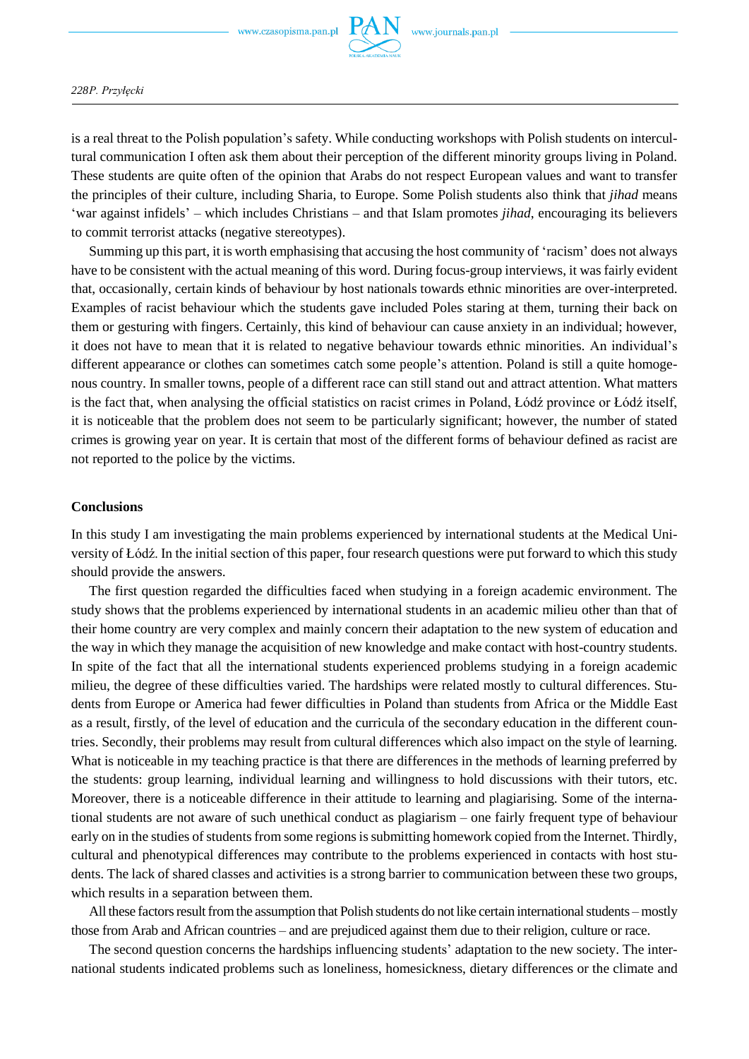is a real threat to the Polish population's safety. While conducting workshops with Polish students on intercultural communication I often ask them about their perception of the different minority groups living in Poland. These students are quite often of the opinion that Arabs do not respect European values and want to transfer the principles of their culture, including Sharia, to Europe. Some Polish students also think that *jihad* means 'war against infidels' – which includes Christians – and that Islam promotes *jihad*, encouraging its believers to commit terrorist attacks (negative stereotypes).

Summing up this part, it is worth emphasising that accusing the host community of 'racism' does not always have to be consistent with the actual meaning of this word. During focus-group interviews, it was fairly evident that, occasionally, certain kinds of behaviour by host nationals towards ethnic minorities are over-interpreted. Examples of racist behaviour which the students gave included Poles staring at them, turning their back on them or gesturing with fingers. Certainly, this kind of behaviour can cause anxiety in an individual; however, it does not have to mean that it is related to negative behaviour towards ethnic minorities. An individual's different appearance or clothes can sometimes catch some people's attention. Poland is still a quite homogenous country. In smaller towns, people of a different race can still stand out and attract attention. What matters is the fact that, when analysing the official statistics on racist crimes in Poland, Łódź province or Łódź itself, it is noticeable that the problem does not seem to be particularly significant; however, the number of stated crimes is growing year on year. It is certain that most of the different forms of behaviour defined as racist are not reported to the police by the victims.

## Conclusions

In this study I am investigating the main problems experienced by international students at the Medical University of Łódź. In the initial section of this paper, four research questions were put forward to which this study should provide the answers.

The first question regarded the difficulties faced when studying in a foreign academic environment. The study shows that the problems experienced by international students in an academic milieu other than that of their home country are very complex and mainly concern their adaptation to the new system of education and the way in which they manage the acquisition of new knowledge and make contact with host-country students. In spite of the fact that all the international students experienced problems studying in a foreign academic milieu, the degree of these difficulties varied. The hardships were related mostly to cultural differences. Students from Europe or America had fewer difficulties in Poland than students from Africa or the Middle East as a result, firstly, of the level of education and the curricula of the secondary education in the different countries. Secondly, their problems may result from cultural differences which also impact on the style of learning. What is noticeable in my teaching practice is that there are differences in the methods of learning preferred by the students: group learning, individual learning and willingness to hold discussions with their tutors, etc. Moreover, there is a noticeable difference in their attitude to learning and plagiarising. Some of the international students are not aware of such unethical conduct as plagiarism – one fairly frequent type of behaviour early on in the studies of students from some regions is submitting homework copied from the Internet. Thirdly, cultural and phenotypical differences may contribute to the problems experienced in contacts with host students. The lack of shared classes and activities is a strong barrier to communication between these two groups, which results in a separation between them.

All these factors result from the assumption that Polish students do not like certain international students – mostly those from Arab and African countries – and are prejudiced against them due to their religion, culture or race.

The second question concerns the hardships influencing students' adaptation to the new society. The international students indicated problems such as loneliness, homesickness, dietary differences or the climate and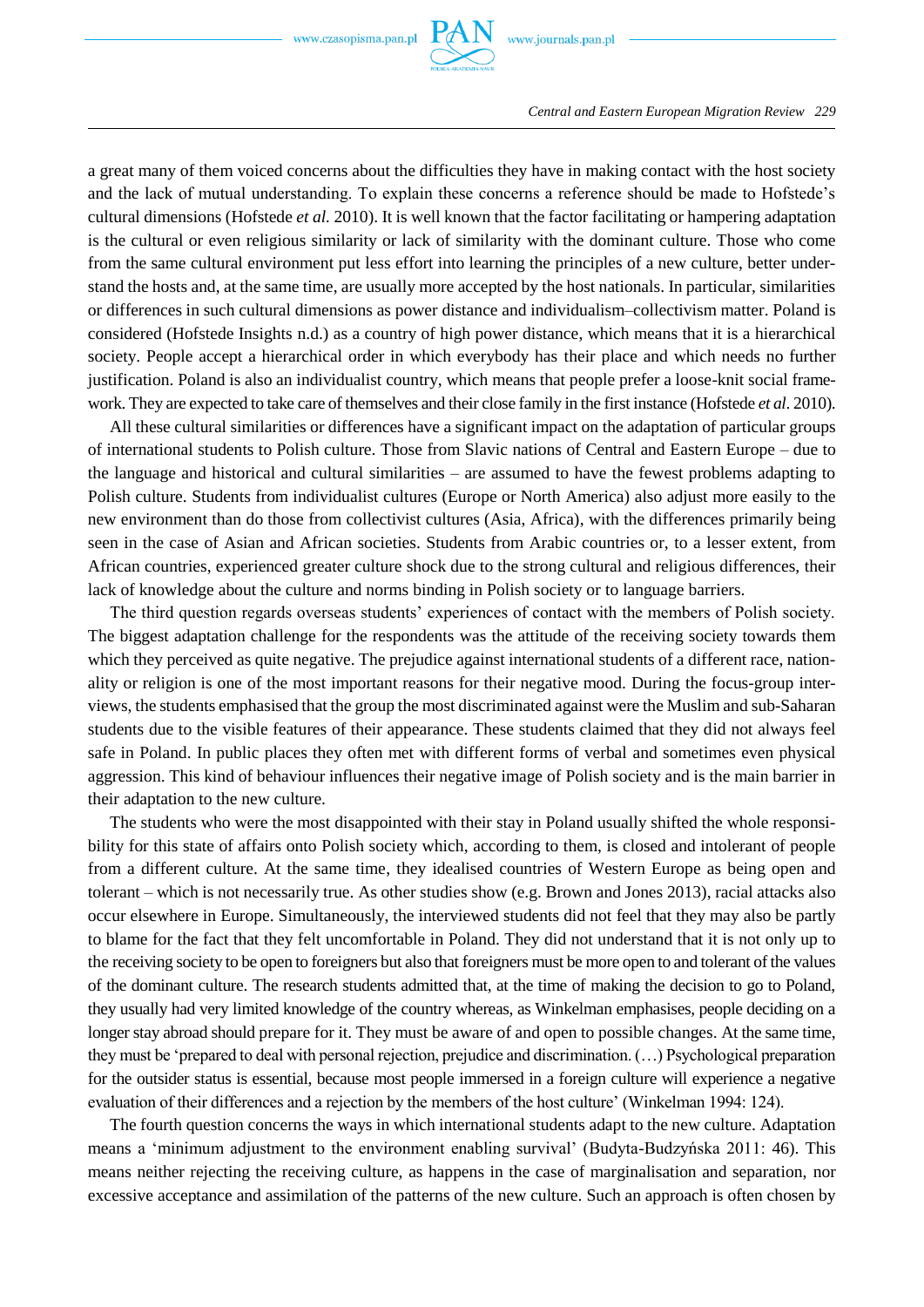a great many of them voiced concerns about the difficulties they have in making contact with the host society and the lack of mutual understanding. To explain these concerns a reference should be made to Hofstede's cultural dimensions (Hofstede *et al.* 2010). It is well known that the factor facilitating or hampering adaptation is the cultural or even religious similarity or lack of similarity with the dominant culture. Those who come from the same cultural environment put less effort into learning the principles of a new culture, better understand the hosts and, at the same time, are usually more accepted by the host nationals. In particular, similarities or differences in such cultural dimensions as power distance and individualism–collectivism matter. Poland is considered (Hofstede Insights n.d.) as a country of high power distance, which means that it is a hierarchical society. People accept a hierarchical order in which everybody has their place and which needs no further justification. Poland is also an individualist country, which means that people prefer a loose-knit social framework. They are expected to take care of themselves and their close family in the first instance (Hofstede *et al.* 2010).

All these cultural similarities or differences have a significant impact on the adaptation of particular groups of international students to Polish culture. Those from Slavic nations of Central and Eastern Europe – due to the language and historical and cultural similarities – are assumed to have the fewest problems adapting to Polish culture. Students from individualist cultures (Europe or North America) also adjust more easily to the new environment than do those from collectivist cultures (Asia, Africa), with the differences primarily being seen in the case of Asian and African societies. Students from Arabic countries or, to a lesser extent, from African countries, experienced greater culture shock due to the strong cultural and religious differences, their lack of knowledge about the culture and norms binding in Polish society or to language barriers.

The third question regards overseas students' experiences of contact with the members of Polish society. The biggest adaptation challenge for the respondents was the attitude of the receiving society towards them which they perceived as quite negative. The prejudice against international students of a different race, nationality or religion is one of the most important reasons for their negative mood. During the focus-group interviews, the students emphasised that the group the most discriminated against were the Muslim and sub-Saharan students due to the visible features of their appearance. These students claimed that they did not always feel safe in Poland. In public places they often met with different forms of verbal and sometimes even physical aggression. This kind of behaviour influences their negative image of Polish society and is the main barrier in their adaptation to the new culture.

The students who were the most disappointed with their stay in Poland usually shifted the whole responsibility for this state of affairs onto Polish society which, according to them, is closed and intolerant of people from a different culture. At the same time, they idealised countries of Western Europe as being open and tolerant – which is not necessarily true. As other studies show (e.g. Brown and Jones 2013), racial attacks also occur elsewhere in Europe. Simultaneously, the interviewed students did not feel that they may also be partly to blame for the fact that they felt uncomfortable in Poland. They did not understand that it is not only up to the receiving society to be open to foreigners but also that foreigners must be more open to and tolerant of the values of the dominant culture. The research students admitted that, at the time of making the decision to go to Poland, they usually had very limited knowledge of the country whereas, as Winkelman emphasises, people deciding on a longer stay abroad should prepare for it. They must be aware of and open to possible changes. At the same time, they must be 'prepared to deal with personal rejection, prejudice and discrimination. (…) Psychological preparation for the outsider status is essential, because most people immersed in a foreign culture will experience a negative evaluation of their differences and a rejection by the members of the host culture' (Winkelman 1994: 124).

The fourth question concerns the ways in which international students adapt to the new culture. Adaptation means a 'minimum adjustment to the environment enabling survival' (Budyta-Budzyńska 2011: 46). This means neither rejecting the receiving culture, as happens in the case of marginalisation and separation, nor excessive acceptance and assimilation of the patterns of the new culture. Such an approach is often chosen by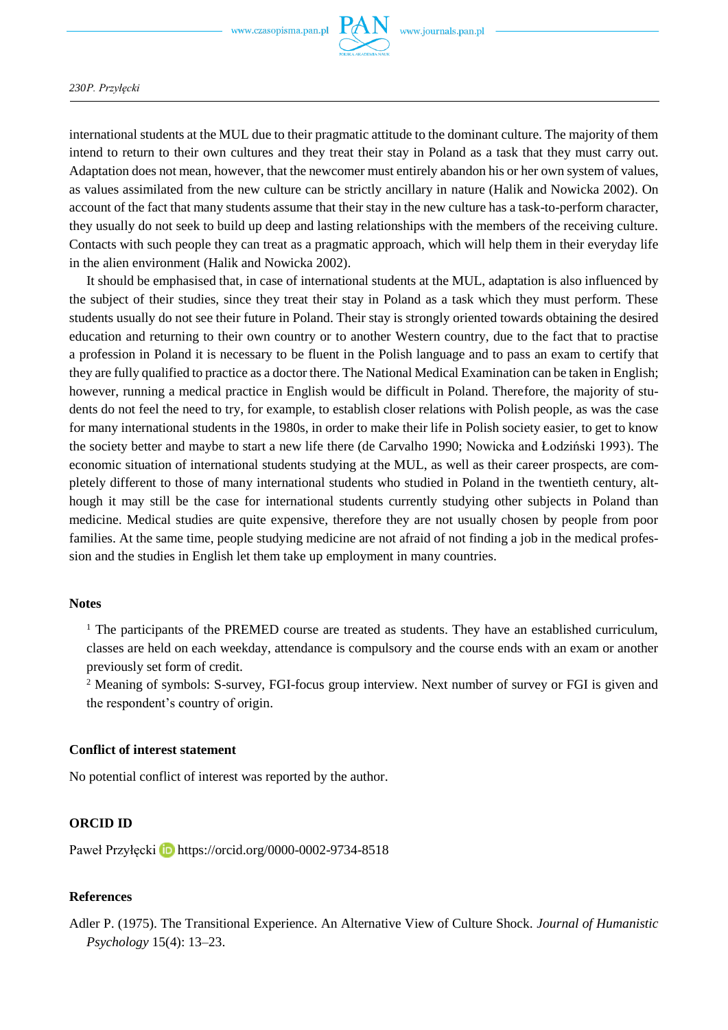international students at the MUL due to their pragmatic attitude to the dominant culture. The majority of them intend to return to their own cultures and they treat their stay in Poland as a task that they must carry out. Adaptation does not mean, however, that the newcomer must entirely abandon his or her own system of values, as values assimilated from the new culture can be strictly ancillary in nature (Halik and Nowicka 2002). On account of the fact that many students assume that their stay in the new culture has a task-to-perform character, they usually do not seek to build up deep and lasting relationships with the members of the receiving culture. Contacts with such people they can treat as a pragmatic approach, which will help them in their everyday life in the alien environment (Halik and Nowicka 2002).

It should be emphasised that, in case of international students at the MUL, adaptation is also influenced by the subject of their studies, since they treat their stay in Poland as a task which they must perform. These students usually do not see their future in Poland. Their stay is strongly oriented towards obtaining the desired education and returning to their own country or to another Western country, due to the fact that to practise a profession in Poland it is necessary to be fluent in the Polish language and to pass an exam to certify that they are fully qualified to practice as a doctor there. The National Medical Examination can be taken in English; however, running a medical practice in English would be difficult in Poland. Therefore, the majority of students do not feel the need to try, for example, to establish closer relations with Polish people, as was the case for many international students in the 1980s, in order to make their life in Polish society easier, to get to know the society better and maybe to start a new life there (de Carvalho 1990; Nowicka and Łodziński 1993). The economic situation of international students studying at the MUL, as well as their career prospects, are completely different to those of many international students who studied in Poland in the twentieth century, although it may still be the case for international students currently studying other subjects in Poland than medicine. Medical studies are quite expensive, therefore they are not usually chosen by people from poor families. At the same time, people studying medicine are not afraid of not finding a job in the medical profession and the studies in English let them take up employment in many countries.

## Notes

[1] The participants of the PREMED course are treated as students. They have an established curriculum, classes are held on each weekday, attendance is compulsory and the course ends with an exam or another previously set form of credit.

[2] Meaning of symbols: S-survey, FGI-focus group interview. Next number of survey or FGI is given and the respondent's country of origin.

## Conflict of interest statement

No potential conflict of interest was reported by the author.

## ORCID ID

Paweł Przyłęcki https://orcid.org/0000-0002-9734-8518

## References

Adler P. (1975). The Transitional Experience. An Alternative View of Culture Shock. *Journal of Humanistic Psychology* 15(4): 13–23.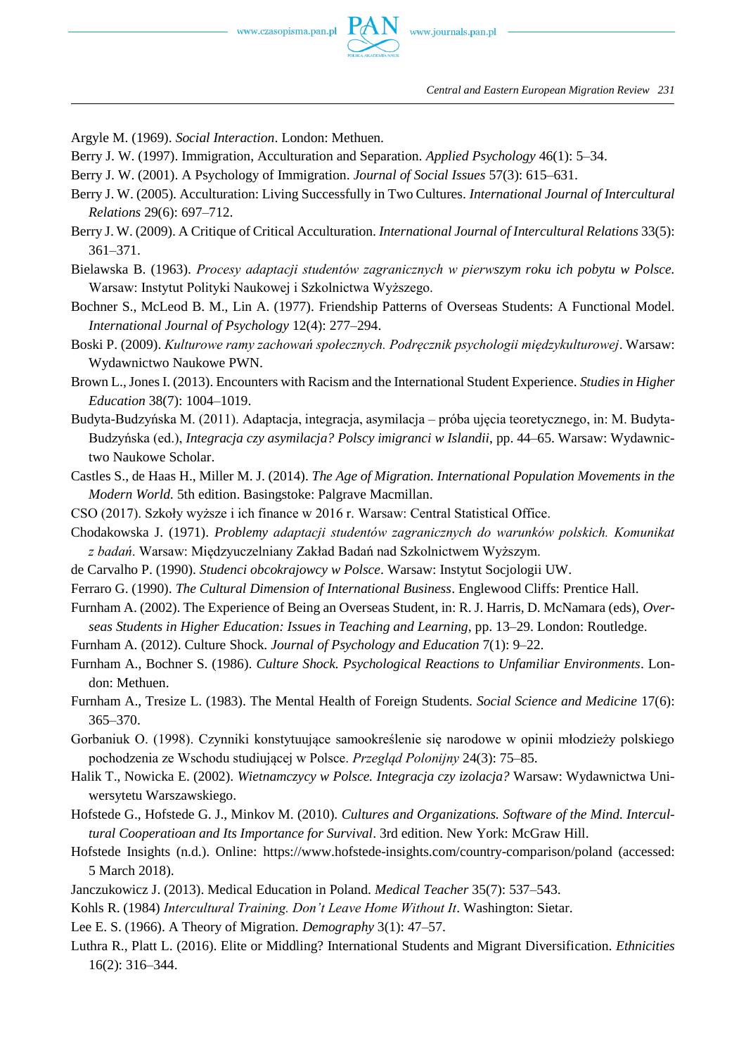Argyle M. (1969). *Social Interaction*. London: Methuen.

Berry J. W. (1997). Immigration, Acculturation and Separation. *Applied Psychology* 46(1): 5–34.

Berry J. W. (2001). A Psychology of Immigration. *Journal of Social Issues* 57(3): 615–631.

Berry J. W. (2005). Acculturation: Living Successfully in Two Cultures. *International Journal of Intercultural Relations* 29(6): 697–712.

Berry J. W. (2009). A Critique of Critical Acculturation. *International Journal of Intercultural Relations* 33(5): 361–371.

Bielawska B. (1963). *Procesy adaptacji studentów zagranicznych w pierwszym roku ich pobytu w Polsce.* Warsaw: Instytut Polityki Naukowej i Szkolnictwa Wyższego.

Bochner S., McLeod B. M., Lin A. (1977). Friendship Patterns of Overseas Students: A Functional Model. *International Journal of Psychology* 12(4): 277–294.

Boski P. (2009). *Kulturowe ramy zachowań społecznych. Podręcznik psychologii międzykulturowej*. Warsaw: Wydawnictwo Naukowe PWN.

Brown L., Jones I. (2013). Encounters with Racism and the International Student Experience. *Studies in Higher Education* 38(7): 1004–1019.

Budyta-Budzyńska M. (2011). Adaptacja, integracja, asymilacja – próba ujęcia teoretycznego, in: M. Budyta-Budzyńska (ed.), *Integracja czy asymilacja? Polscy imigranci w Islandii*, pp. 44–65. Warsaw: Wydawnictwo Naukowe Scholar.

Castles S., de Haas H., Miller M. J. (2014). *The Age of Migration. International Population Movements in the Modern World.* 5th edition. Basingstoke: Palgrave Macmillan.

CSO (2017). Szkoły wyższe i ich finance w 2016 r. Warsaw: Central Statistical Office.

Chodakowska J. (1971). *Problemy adaptacji studentów zagranicznych do warunków polskich. Komunikat z badań*. Warsaw: Międzyuczelniany Zakład Badań nad Szkolnictwem Wyższym.

de Carvalho P. (1990). *Studenci obcokrajowcy w Polsce*. Warsaw: Instytut Socjologii UW.

Ferraro G. (1990). *The Cultural Dimension of International Business*. Englewood Cliffs: Prentice Hall.

Furnham A. (2002). The Experience of Being an Overseas Student, in: R. J. Harris, D. McNamara (eds), *Overseas Students in Higher Education: Issues in Teaching and Learning*, pp. 13–29. London: Routledge.

Furnham A. (2012). Culture Shock. *Journal of Psychology and Education* 7(1): 9–22.

Furnham A., Bochner S. (1986). *Culture Shock. Psychological Reactions to Unfamiliar Environments*. London: Methuen.

Furnham A., Tresize L. (1983). The Mental Health of Foreign Students. *Social Science and Medicine* 17(6): 365–370.

Gorbaniuk O. (1998). Czynniki konstytuujące samookreślenie się narodowe w opinii młodzieży polskiego pochodzenia ze Wschodu studiującej w Polsce. *Przegląd Polonijny* 24(3): 75–85.

Halik T., Nowicka E. (2002). *Wietnamczycy w Polsce. Integracja czy izolacja?* Warsaw: Wydawnictwa Uniwersytetu Warszawskiego.

Hofstede G., Hofstede G. J., Minkov M. (2010). *Cultures and Organizations. Software of the Mind. Intercultural Cooperatioan and Its Importance for Survival*. 3rd edition. New York: McGraw Hill.

Hofstede Insights (n.d.). Online: https://www.hofstede-insights.com/country-comparison/poland (accessed: 5 March 2018).

Janczukowicz J. (2013). Medical Education in Poland. *Medical Teacher* 35(7): 537–543.

Kohls R. (1984) *Intercultural Training. Don't Leave Home Without It*. Washington: Sietar.

Lee E. S. (1966). A Theory of Migration. *Demography* 3(1): 47–57.

Luthra R., Platt L. (2016). Elite or Middling? International Students and Migrant Diversification. *Ethnicities* 16(2): 316–344.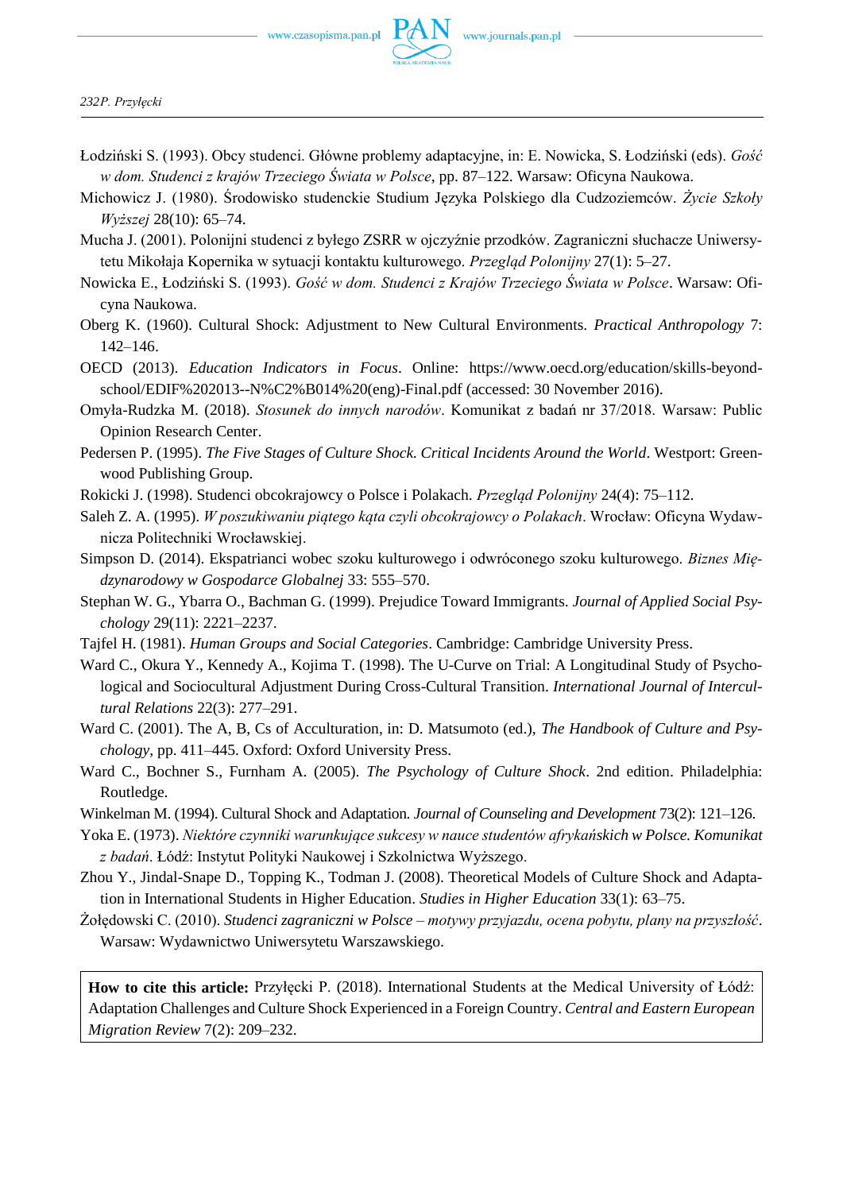Łodziński S. (1993). Obcy studenci. Główne problemy adaptacyjne, in: E. Nowicka, S. Łodziński (eds). *Gość w dom. Studenci z krajów Trzeciego Świata w Polsce*, pp. 87–122. Warsaw: Oficyna Naukowa.

Michowicz J. (1980). Środowisko studenckie Studium Języka Polskiego dla Cudzoziemców. *Życie Szkoły Wyższej* 28(10): 65–74.

Mucha J. (2001). Polonijni studenci z byłego ZSRR w ojczyźnie przodków. Zagraniczni słuchacze Uniwersytetu Mikołaja Kopernika w sytuacji kontaktu kulturowego. *Przegląd Polonijny* 27(1): 5–27.

Nowicka E., Łodziński S. (1993). *Gość w dom. Studenci z Krajów Trzeciego Świata w Polsce*. Warsaw: Oficyna Naukowa.

Oberg K. (1960). Cultural Shock: Adjustment to New Cultural Environments. *Practical Anthropology* 7: 142–146.

OECD (2013). *Education Indicators in Focus*. Online: https://www.oecd.org/education/skills-beyond-school/EDIF%202013--N%C2%B014%20(eng)-Final.pdf (accessed: 30 November 2016).

Omyła-Rudzka M. (2018). *Stosunek do innych narodów*. Komunikat z badań nr 37/2018. Warsaw: Public Opinion Research Center.

Pedersen P. (1995). *The Five Stages of Culture Shock. Critical Incidents Around the World*. Westport: Greenwood Publishing Group.

Rokicki J. (1998). Studenci obcokrajowcy o Polsce i Polakach. *Przegląd Polonijny* 24(4): 75–112.

Saleh Z. A. (1995). *W poszukiwaniu piątego kąta czyli obcokrajowcy o Polakach*. Wrocław: Oficyna Wydawnicza Politechniki Wrocławskiej.

Simpson D. (2014). Ekspatrianci wobec szoku kulturowego i odwróconego szoku kulturowego. *Biznes Międzynarodowy w Gospodarce Globalnej* 33: 555–570.

Stephan W. G., Ybarra O., Bachman G. (1999). Prejudice Toward Immigrants. *Journal of Applied Social Psychology* 29(11): 2221–2237.

Tajfel H. (1981). *Human Groups and Social Categories*. Cambridge: Cambridge University Press.

Ward C., Okura Y., Kennedy A., Kojima T. (1998). The U-Curve on Trial: A Longitudinal Study of Psychological and Sociocultural Adjustment During Cross-Cultural Transition. *International Journal of Intercultural Relations* 22(3): 277–291.

Ward C. (2001). The A, B, Cs of Acculturation, in: D. Matsumoto (ed.), *The Handbook of Culture and Psychology*, pp. 411–445. Oxford: Oxford University Press.

Ward C., Bochner S., Furnham A. (2005). *The Psychology of Culture Shock*. 2nd edition. Philadelphia: Routledge.

Winkelman M. (1994). Cultural Shock and Adaptation. *Journal of Counseling and Development* 73(2): 121–126.

Yoka E. (1973). *Niektóre czynniki warunkujące sukcesy w nauce studentów afrykańskich w Polsce. Komunikat z badań*. Łódź: Instytut Polityki Naukowej i Szkolnictwa Wyższego.

Zhou Y., Jindal-Snape D., Topping K., Todman J. (2008). Theoretical Models of Culture Shock and Adaptation in International Students in Higher Education. *Studies in Higher Education* 33(1): 63–75.

Żołędowski C. (2010). *Studenci zagraniczni w Polsce – motywy przyjazdu, ocena pobytu, plany na przyszłość*. Warsaw: Wydawnictwo Uniwersytetu Warszawskiego.

**How to cite this article:** Przyłęcki P. (2018). International Students at the Medical University of Łódź: Adaptation Challenges and Culture Shock Experienced in a Foreign Country. *Central and Eastern European Migration Review* 7(2): 209–232.